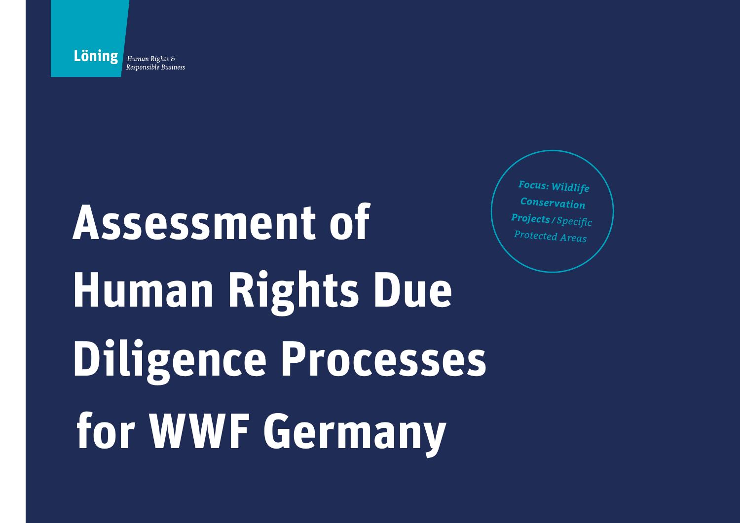**Löning** *Human Rights & Responsible Business*

# Assessment of Human Rights Due Diligence Processes for WWF Germany

***Focus: Wildlife Conservation Projects*** */ Specific Protected Areas*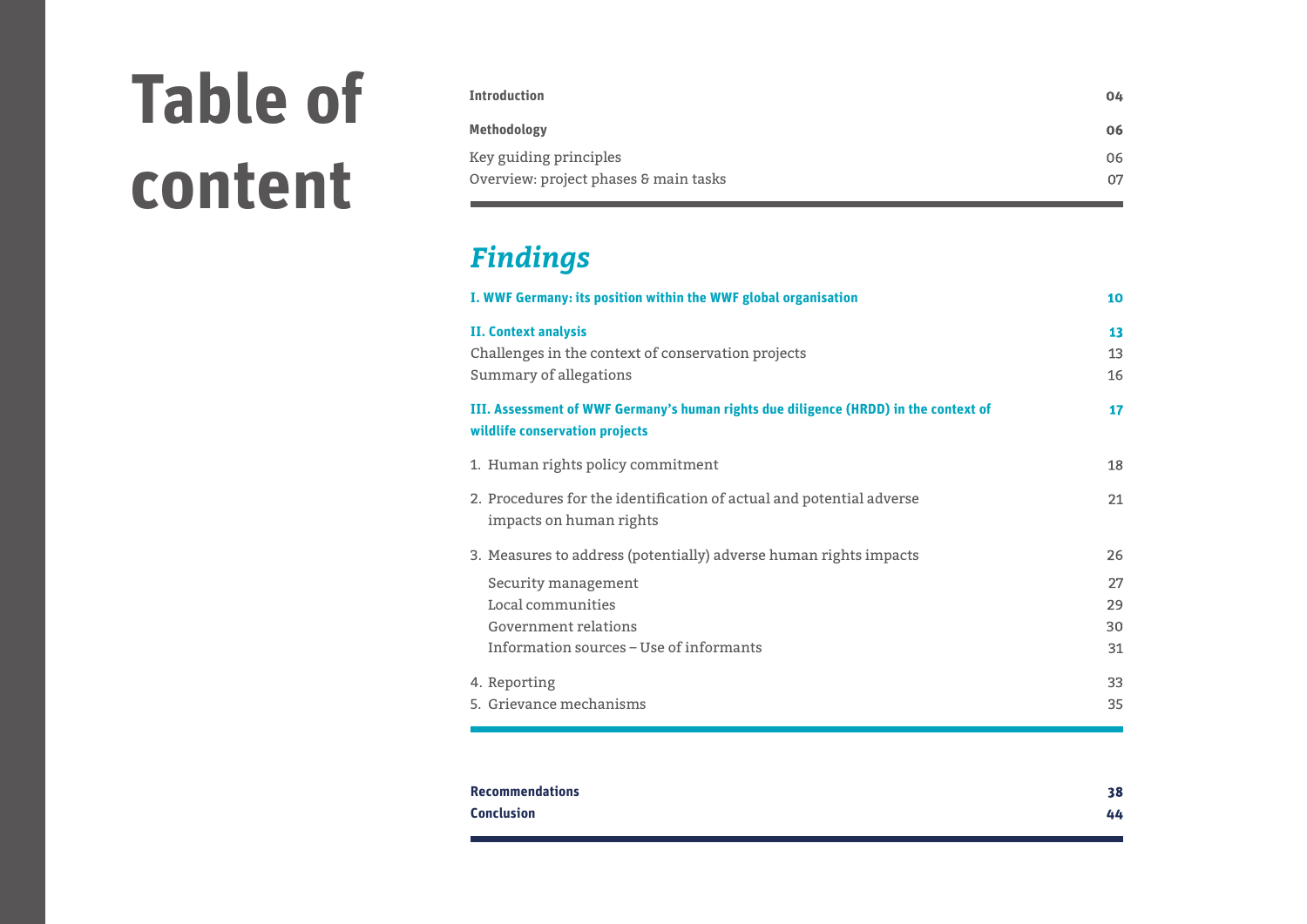# Table of content

| | |
|---|---|
| **Introduction** | **04** |
| **Methodology** | **06** |
| Key guiding principles | 06 |
| Overview: project phases & main tasks | 07 |

## *Findings*

| | |
|---|---|
| **I. WWF Germany: its position within the WWF global organisation** | **10** |
| **II. Context analysis** | **13** |
| Challenges in the context of conservation projects | 13 |
| Summary of allegations | 16 |
| **III. Assessment of WWF Germany's human rights due diligence (HRDD) in the context of wildlife conservation projects** | **17** |
| 1. Human rights policy commitment | 18 |
| 2. Procedures for the identification of actual and potential adverse impacts on human rights | 21 |
| 3. Measures to address (potentially) adverse human rights impacts | 26 |
| Security management | 27 |
| Local communities | 29 |
| Government relations | 30 |
| Information sources – Use of informants | 31 |
| 4. Reporting | 33 |
| 5. Grievance mechanisms | 35 |

| | |
|---|---|
| **Recommendations** | **38** |
| **Conclusion** | **44** |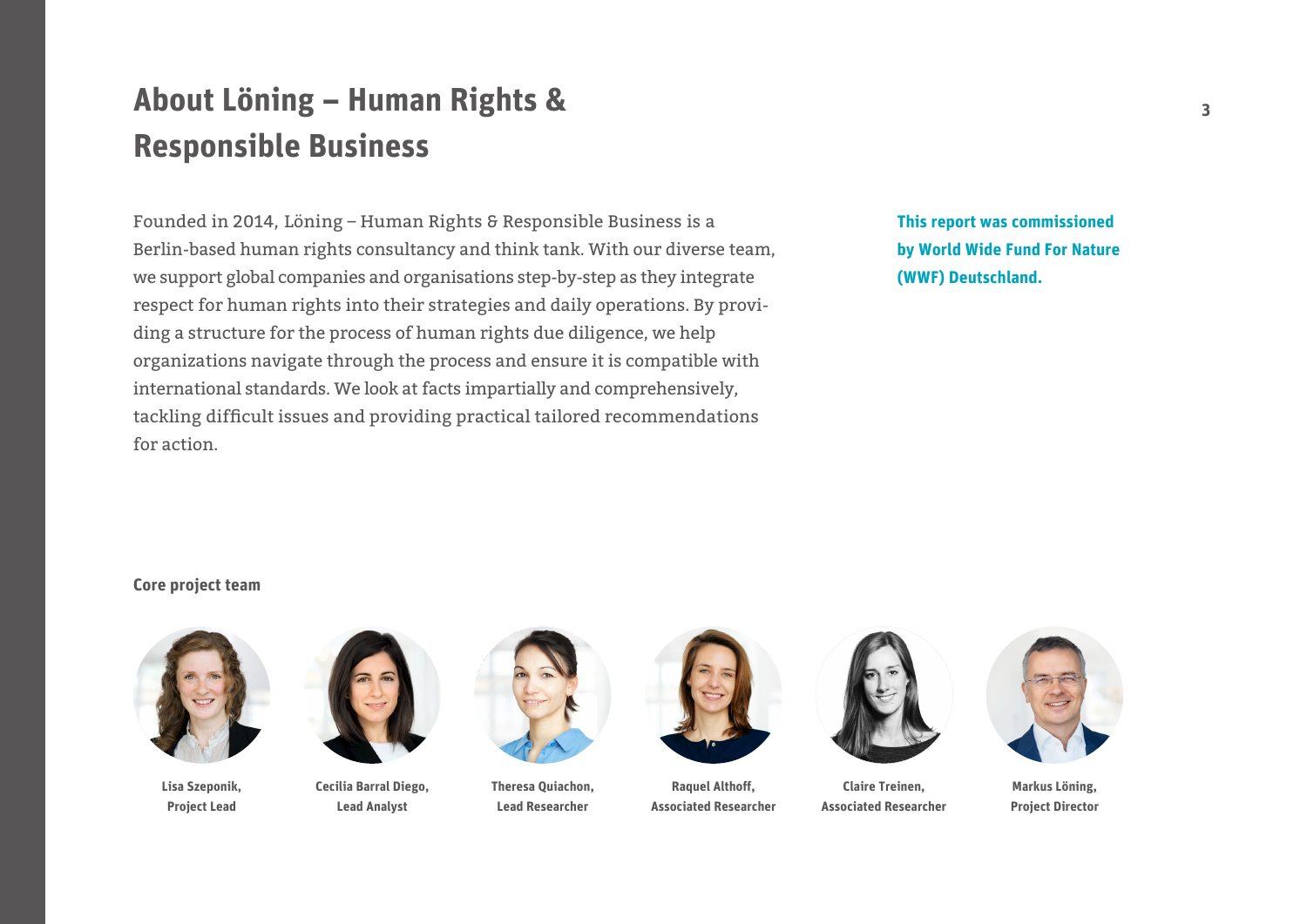# About Löning – Human Rights & Responsible Business

Founded in 2014, Löning – Human Rights & Responsible Business is a Berlin-based human rights consultancy and think tank. With our diverse team, we support global companies and organisations step-by-step as they integrate respect for human rights into their strategies and daily operations. By providing a structure for the process of human rights due diligence, we help organizations navigate through the process and ensure it is compatible with international standards. We look at facts impartially and comprehensively, tackling difficult issues and providing practical tailored recommendations for action.

**This report was commissioned by World Wide Fund For Nature (WWF) Deutschland.**

**Core project team**

**Lisa Szeponik, Project Lead**

**Cecilia Barral Diego, Lead Analyst**

**Theresa Quiachon, Lead Researcher**

**Raquel Althoff, Associated Researcher**

**Claire Treinen, Associated Researcher**

**Markus Löning, Project Director**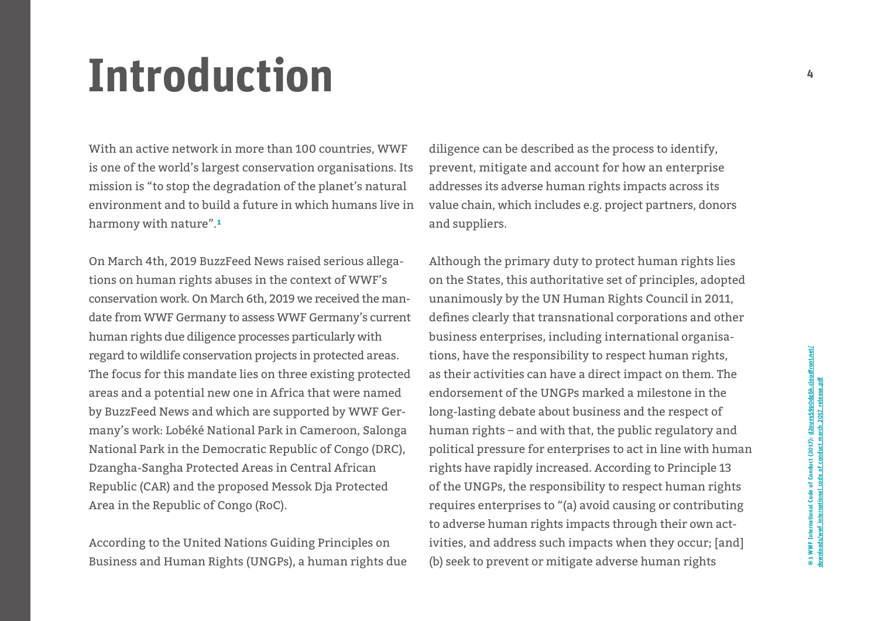# Introduction

With an active network in more than 100 countries, WWF is one of the world's largest conservation organisations. Its mission is "to stop the degradation of the planet's natural environment and to build a future in which humans live in harmony with nature".[1]

On March 4th, 2019 BuzzFeed News raised serious allegations on human rights abuses in the context of WWF's conservation work. On March 6th, 2019 we received the mandate from WWF Germany to assess WWF Germany's current human rights due diligence processes particularly with regard to wildlife conservation projects in protected areas. The focus for this mandate lies on three existing protected areas and a potential new one in Africa that were named by BuzzFeed News and which are supported by WWF Germany's work: Lobéké National Park in Cameroon, Salonga National Park in the Democratic Republic of Congo (DRC), Dzangha-Sangha Protected Areas in Central African Republic (CAR) and the proposed Messok Dja Protected Area in the Republic of Congo (RoC).

According to the United Nations Guiding Principles on Business and Human Rights (UNGPs), a human rights due diligence can be described as the process to identify, prevent, mitigate and account for how an enterprise addresses its adverse human rights impacts across its value chain, which includes e.g. project partners, donors and suppliers.

Although the primary duty to protect human rights lies on the States, this authoritative set of principles, adopted unanimously by the UN Human Rights Council in 2011, defines clearly that transnational corporations and other business enterprises, including international organisations, have the responsibility to respect human rights, as their activities can have a direct impact on them. The endorsement of the UNGPs marked a milestone in the long-lasting debate about business and the respect of human rights – and with that, the public regulatory and political pressure for enterprises to act in line with human rights have rapidly increased. According to Principle 13 of the UNGPs, the responsibility to respect human rights requires enterprises to "(a) avoid causing or contributing to adverse human rights impacts through their own activities, and address such impacts when they occur; [and] (b) seek to prevent or mitigate adverse human rights

[1] WWF International Code of Conduct (2017): d2ouvy59p0dg6k.cloudfront.net/downloads/wwf_international_code_of_conduct_march_2017_release.pdf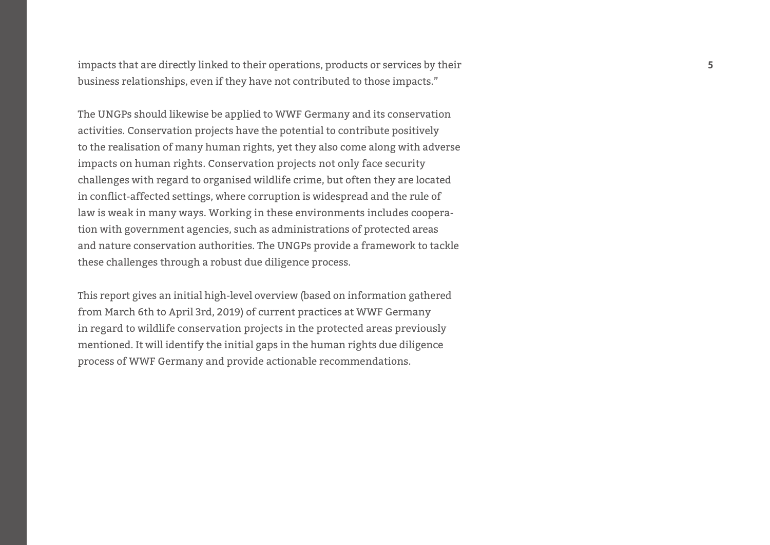impacts that are directly linked to their operations, products or services by their business relationships, even if they have not contributed to those impacts."

The UNGPs should likewise be applied to WWF Germany and its conservation activities. Conservation projects have the potential to contribute positively to the realisation of many human rights, yet they also come along with adverse impacts on human rights. Conservation projects not only face security challenges with regard to organised wildlife crime, but often they are located in conflict-affected settings, where corruption is widespread and the rule of law is weak in many ways. Working in these environments includes cooperation with government agencies, such as administrations of protected areas and nature conservation authorities. The UNGPs provide a framework to tackle these challenges through a robust due diligence process.

This report gives an initial high-level overview (based on information gathered from March 6th to April 3rd, 2019) of current practices at WWF Germany in regard to wildlife conservation projects in the protected areas previously mentioned. It will identify the initial gaps in the human rights due diligence process of WWF Germany and provide actionable recommendations.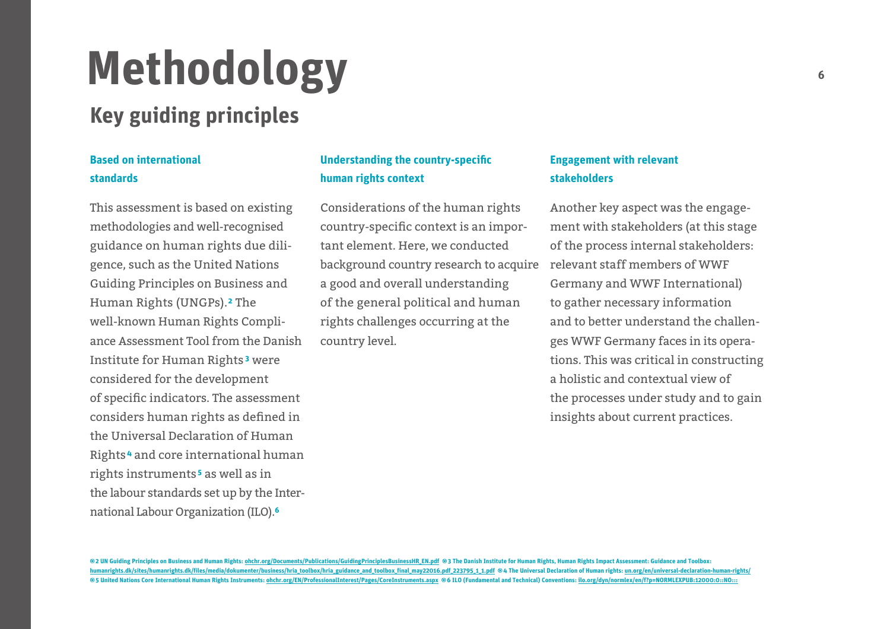# Methodology

## Key guiding principles

### Based on international standards

This assessment is based on existing methodologies and well-recognised guidance on human rights due diligence, such as the United Nations Guiding Principles on Business and Human Rights (UNGPs).[2] The well-known Human Rights Compliance Assessment Tool from the Danish Institute for Human Rights[3] were considered for the development of specific indicators. The assessment considers human rights as defined in the Universal Declaration of Human Rights[4] and core international human rights instruments[5] as well as in the labour standards set up by the International Labour Organization (ILO).[6]

### Understanding the country-specific human rights context

Considerations of the human rights country-specific context is an important element. Here, we conducted background country research to acquire a good and overall understanding of the general political and human rights challenges occurring at the country level.

### Engagement with relevant stakeholders

Another key aspect was the engagement with stakeholders (at this stage of the process internal stakeholders: relevant staff members of WWF Germany and WWF International) to gather necessary information and to better understand the challenges WWF Germany faces in its operations. This was critical in constructing a holistic and contextual view of the processes under study and to gain insights about current practices.

---

2 UN Guiding Principles on Business and Human Rights: ohchr.org/Documents/Publications/GuidingPrinciplesBusinessHR_EN.pdf 3 The Danish Institute for Human Rights, Human Rights Impact Assessment: Guidance and Toolbox: humanrights.dk/sites/humanrights.dk/files/media/dokumenter/business/hria_toolbox/hria_guidance_and_toolbox_final_may22016.pdf_223795_1_1.pdf 4 The Universal Declaration of Human rights: un.org/en/universal-declaration-human-rights/ 5 United Nations Core International Human Rights Instruments: ohchr.org/EN/ProfessionalInterest/Pages/CoreInstruments.aspx 6 ILO (Fundamental and Technical) Conventions: ilo.org/dyn/normlex/en/f?p=NORMLEXPUB:12000:0::NO:::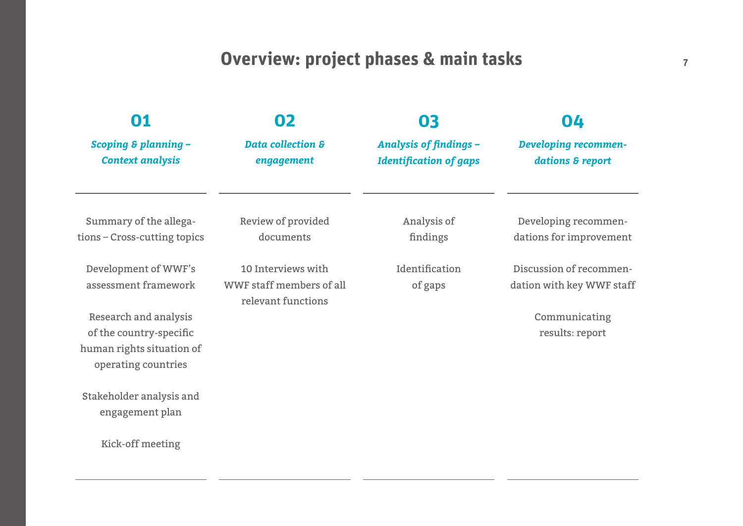# Overview: project phases & main tasks

## 01

***Scoping & planning – Context analysis***

Summary of the allegations – Cross-cutting topics

Development of WWF's assessment framework

Research and analysis of the country-specific human rights situation of operating countries

Stakeholder analysis and engagement plan

Kick-off meeting

## 02

***Data collection & engagement***

Review of provided documents

10 Interviews with WWF staff members of all relevant functions

## 03

***Analysis of findings – Identification of gaps***

Analysis of findings

Identification of gaps

## 04

***Developing recommendations & report***

Developing recommendations for improvement

Discussion of recommendation with key WWF staff

Communicating results: report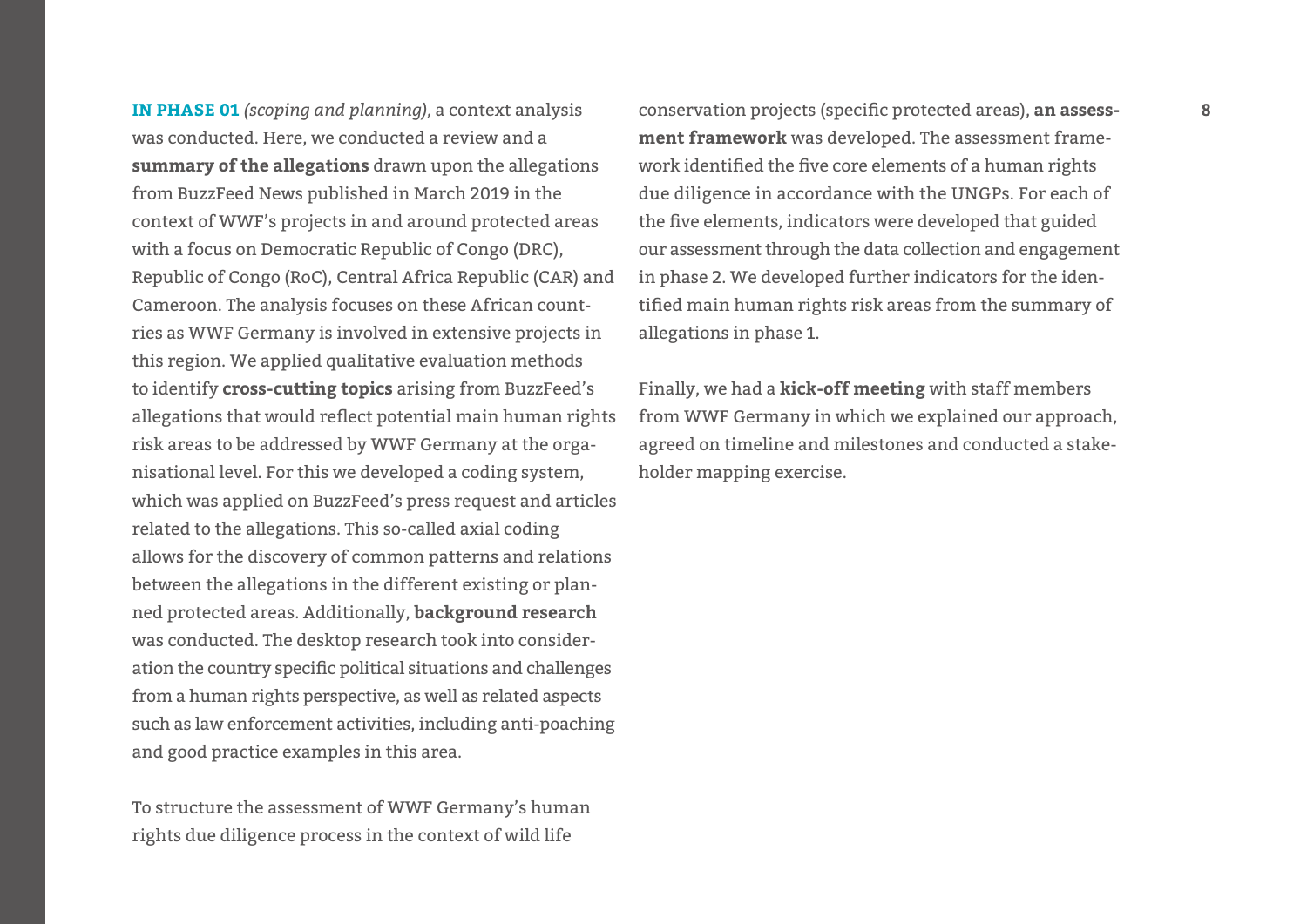**IN PHASE 01** *(scoping and planning),* a context analysis was conducted. Here, we conducted a review and a **summary of the allegations** drawn upon the allegations from BuzzFeed News published in March 2019 in the context of WWF's projects in and around protected areas with a focus on Democratic Republic of Congo (DRC), Republic of Congo (RoC), Central Africa Republic (CAR) and Cameroon. The analysis focuses on these African countries as WWF Germany is involved in extensive projects in this region. We applied qualitative evaluation methods to identify **cross-cutting topics** arising from BuzzFeed's allegations that would reflect potential main human rights risk areas to be addressed by WWF Germany at the organisational level. For this we developed a coding system, which was applied on BuzzFeed's press request and articles related to the allegations. This so-called axial coding allows for the discovery of common patterns and relations between the allegations in the different existing or planned protected areas. Additionally, **background research** was conducted. The desktop research took into consideration the country specific political situations and challenges from a human rights perspective, as well as related aspects such as law enforcement activities, including anti-poaching and good practice examples in this area.

To structure the assessment of WWF Germany's human rights due diligence process in the context of wild life conservation projects (specific protected areas), **an assessment framework** was developed. The assessment framework identified the five core elements of a human rights due diligence in accordance with the UNGPs. For each of the five elements, indicators were developed that guided our assessment through the data collection and engagement in phase 2. We developed further indicators for the identified main human rights risk areas from the summary of allegations in phase 1.

Finally, we had a **kick-off meeting** with staff members from WWF Germany in which we explained our approach, agreed on timeline and milestones and conducted a stakeholder mapping exercise.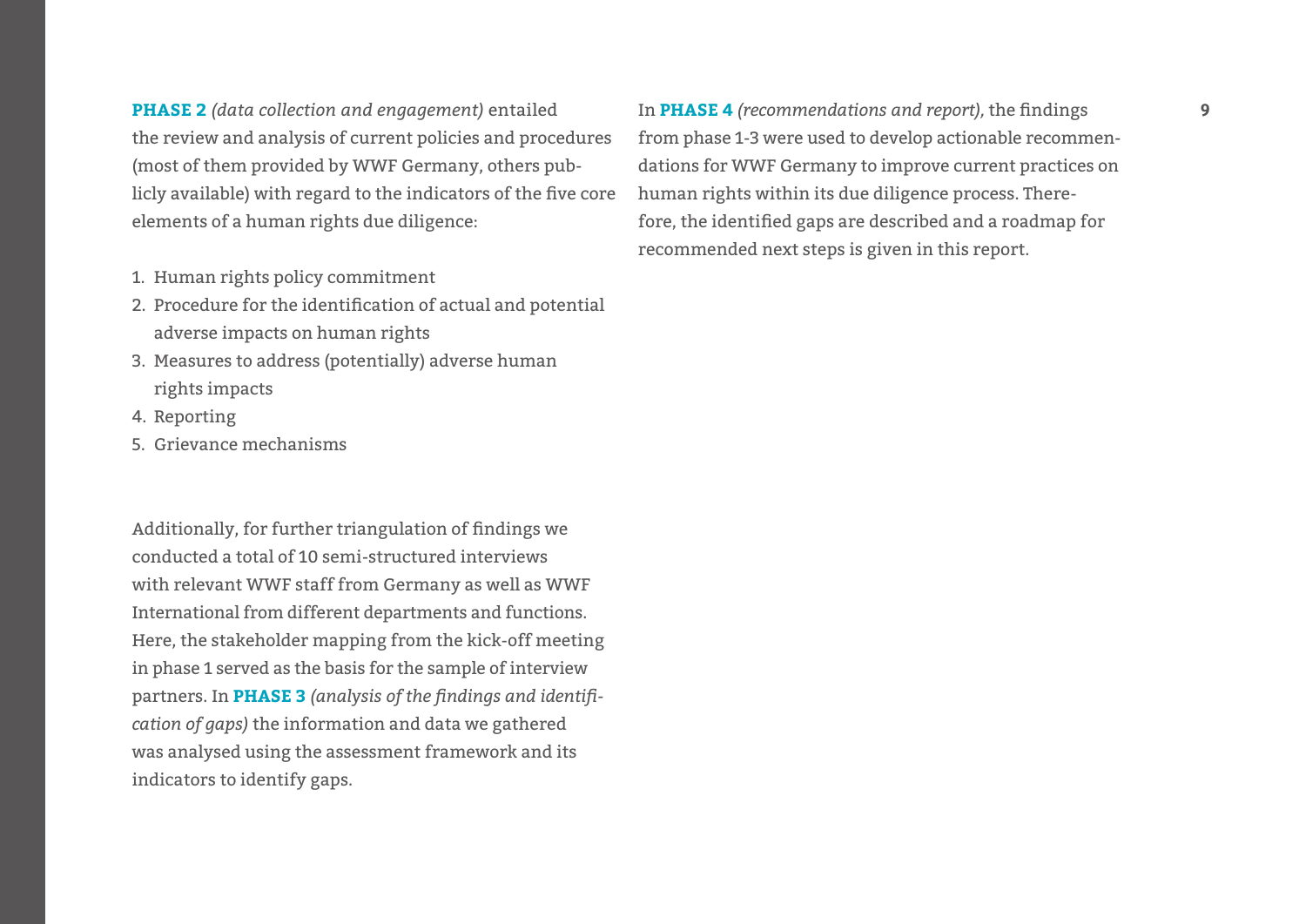**PHASE 2** *(data collection and engagement)* entailed the review and analysis of current policies and procedures (most of them provided by WWF Germany, others publicly available) with regard to the indicators of the five core elements of a human rights due diligence:

1. Human rights policy commitment
2. Procedure for the identification of actual and potential adverse impacts on human rights
3. Measures to address (potentially) adverse human rights impacts
4. Reporting
5. Grievance mechanisms

Additionally, for further triangulation of findings we conducted a total of 10 semi-structured interviews with relevant WWF staff from Germany as well as WWF International from different departments and functions. Here, the stakeholder mapping from the kick-off meeting in phase 1 served as the basis for the sample of interview partners. In **PHASE 3** *(analysis of the findings and identification of gaps)* the information and data we gathered was analysed using the assessment framework and its indicators to identify gaps.

In **PHASE 4** *(recommendations and report)*, the findings from phase 1-3 were used to develop actionable recommendations for WWF Germany to improve current practices on human rights within its due diligence process. Therefore, the identified gaps are described and a roadmap for recommended next steps is given in this report.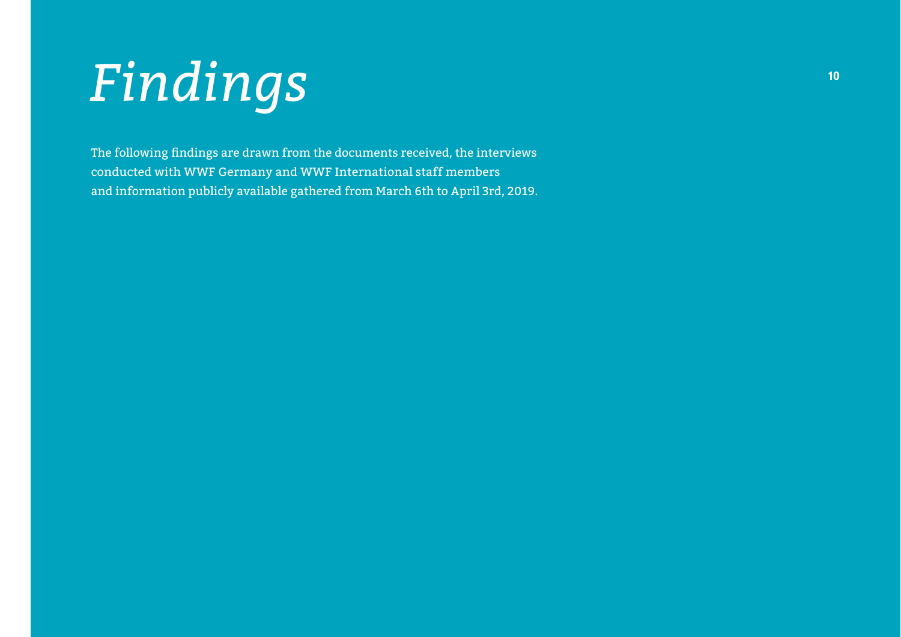# *Findings*

The following findings are drawn from the documents received, the interviews conducted with WWF Germany and WWF International staff members and information publicly available gathered from March 6th to April 3rd, 2019.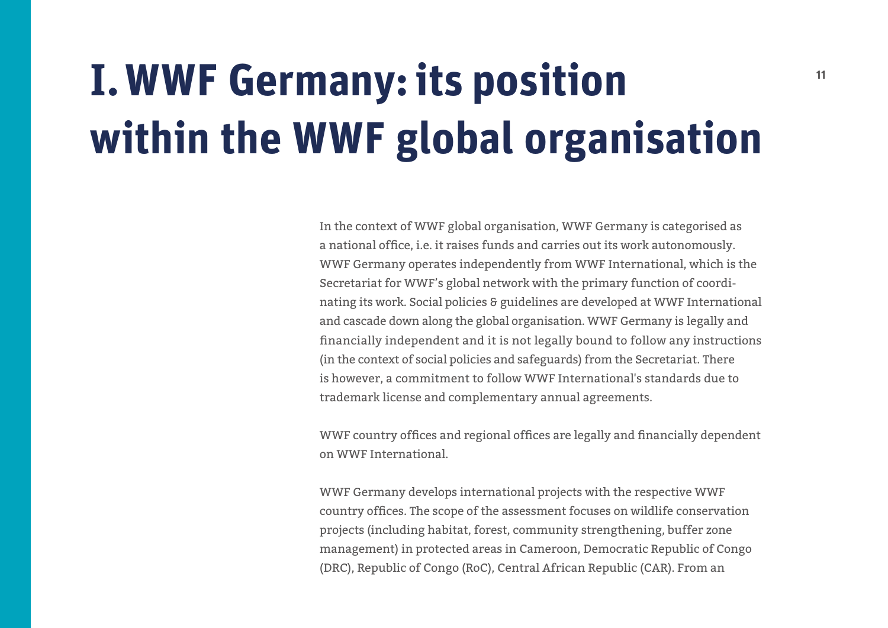# I. WWF Germany: its position within the WWF global organisation

In the context of WWF global organisation, WWF Germany is categorised as a national office, i.e. it raises funds and carries out its work autonomously. WWF Germany operates independently from WWF International, which is the Secretariat for WWF's global network with the primary function of coordinating its work. Social policies & guidelines are developed at WWF International and cascade down along the global organisation. WWF Germany is legally and financially independent and it is not legally bound to follow any instructions (in the context of social policies and safeguards) from the Secretariat. There is however, a commitment to follow WWF International's standards due to trademark license and complementary annual agreements.

WWF country offices and regional offices are legally and financially dependent on WWF International.

WWF Germany develops international projects with the respective WWF country offices. The scope of the assessment focuses on wildlife conservation projects (including habitat, forest, community strengthening, buffer zone management) in protected areas in Cameroon, Democratic Republic of Congo (DRC), Republic of Congo (RoC), Central African Republic (CAR). From an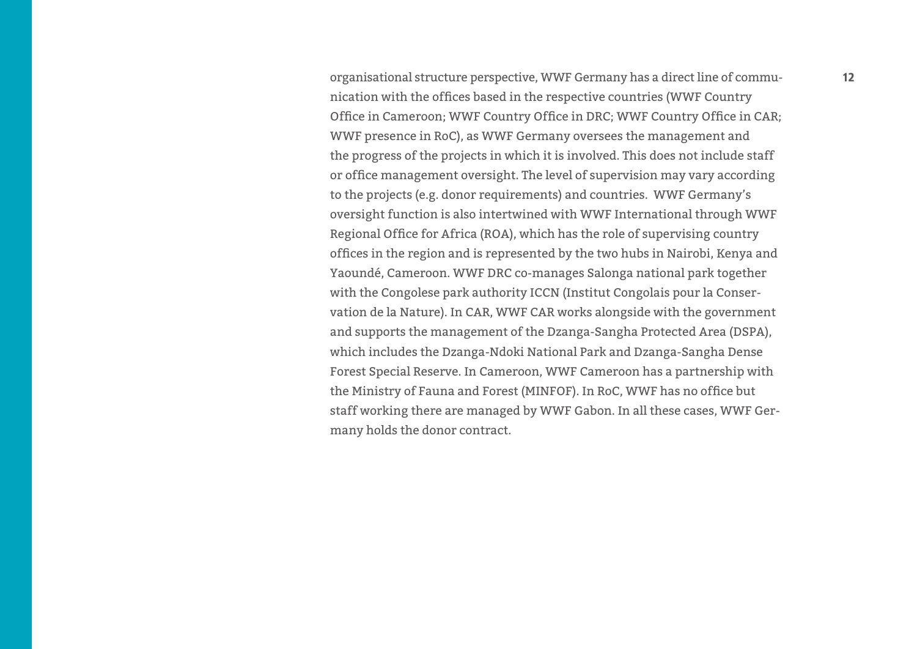organisational structure perspective, WWF Germany has a direct line of communication with the offices based in the respective countries (WWF Country Office in Cameroon; WWF Country Office in DRC; WWF Country Office in CAR; WWF presence in RoC), as WWF Germany oversees the management and the progress of the projects in which it is involved. This does not include staff or office management oversight. The level of supervision may vary according to the projects (e.g. donor requirements) and countries. WWF Germany's oversight function is also intertwined with WWF International through WWF Regional Office for Africa (ROA), which has the role of supervising country offices in the region and is represented by the two hubs in Nairobi, Kenya and Yaoundé, Cameroon. WWF DRC co-manages Salonga national park together with the Congolese park authority ICCN (Institut Congolais pour la Conservation de la Nature). In CAR, WWF CAR works alongside with the government and supports the management of the Dzanga-Sangha Protected Area (DSPA), which includes the Dzanga-Ndoki National Park and Dzanga-Sangha Dense Forest Special Reserve. In Cameroon, WWF Cameroon has a partnership with the Ministry of Fauna and Forest (MINFOF). In RoC, WWF has no office but staff working there are managed by WWF Gabon. In all these cases, WWF Germany holds the donor contract.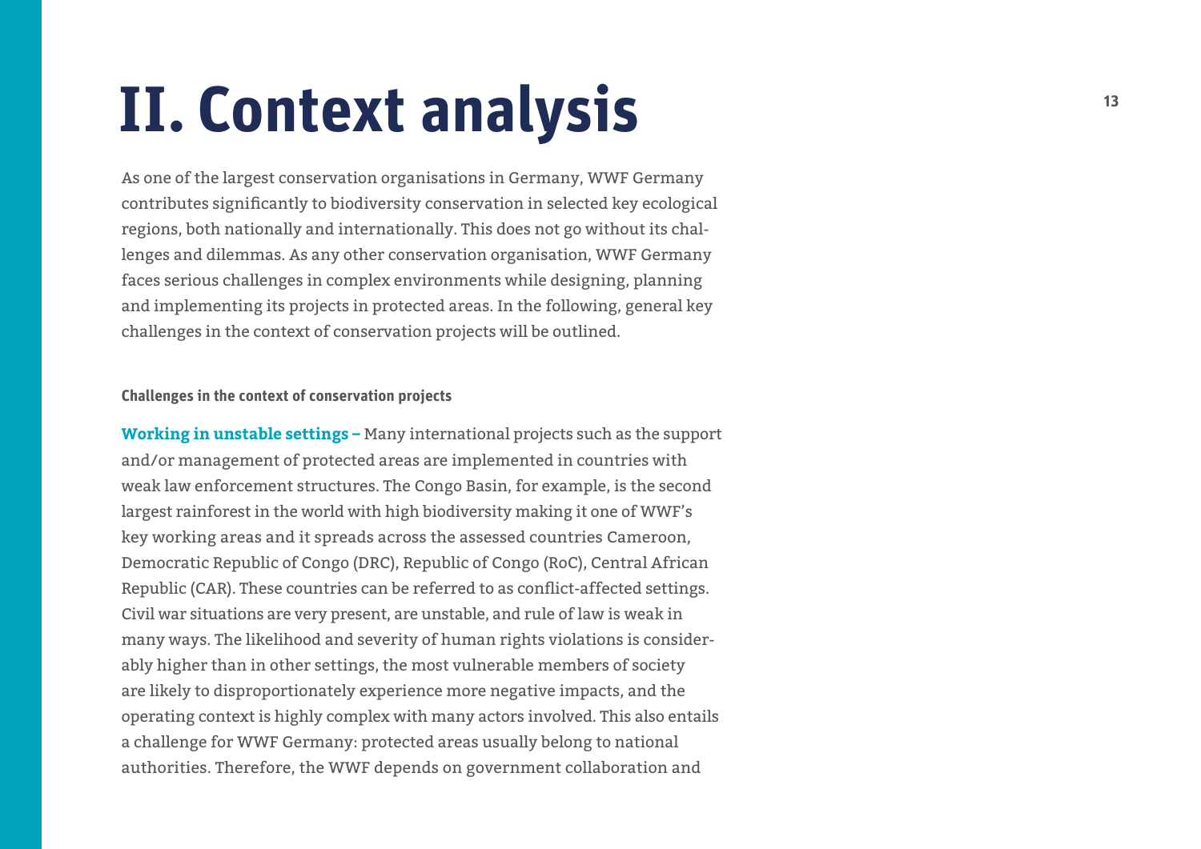# II. Context analysis

As one of the largest conservation organisations in Germany, WWF Germany contributes significantly to biodiversity conservation in selected key ecological regions, both nationally and internationally. This does not go without its challenges and dilemmas. As any other conservation organisation, WWF Germany faces serious challenges in complex environments while designing, planning and implementing its projects in protected areas. In the following, general key challenges in the context of conservation projects will be outlined.

#### Challenges in the context of conservation projects

**Working in unstable settings –** Many international projects such as the support and/or management of protected areas are implemented in countries with weak law enforcement structures. The Congo Basin, for example, is the second largest rainforest in the world with high biodiversity making it one of WWF's key working areas and it spreads across the assessed countries Cameroon, Democratic Republic of Congo (DRC), Republic of Congo (RoC), Central African Republic (CAR). These countries can be referred to as conflict-affected settings. Civil war situations are very present, are unstable, and rule of law is weak in many ways. The likelihood and severity of human rights violations is considerably higher than in other settings, the most vulnerable members of society are likely to disproportionately experience more negative impacts, and the operating context is highly complex with many actors involved. This also entails a challenge for WWF Germany: protected areas usually belong to national authorities. Therefore, the WWF depends on government collaboration and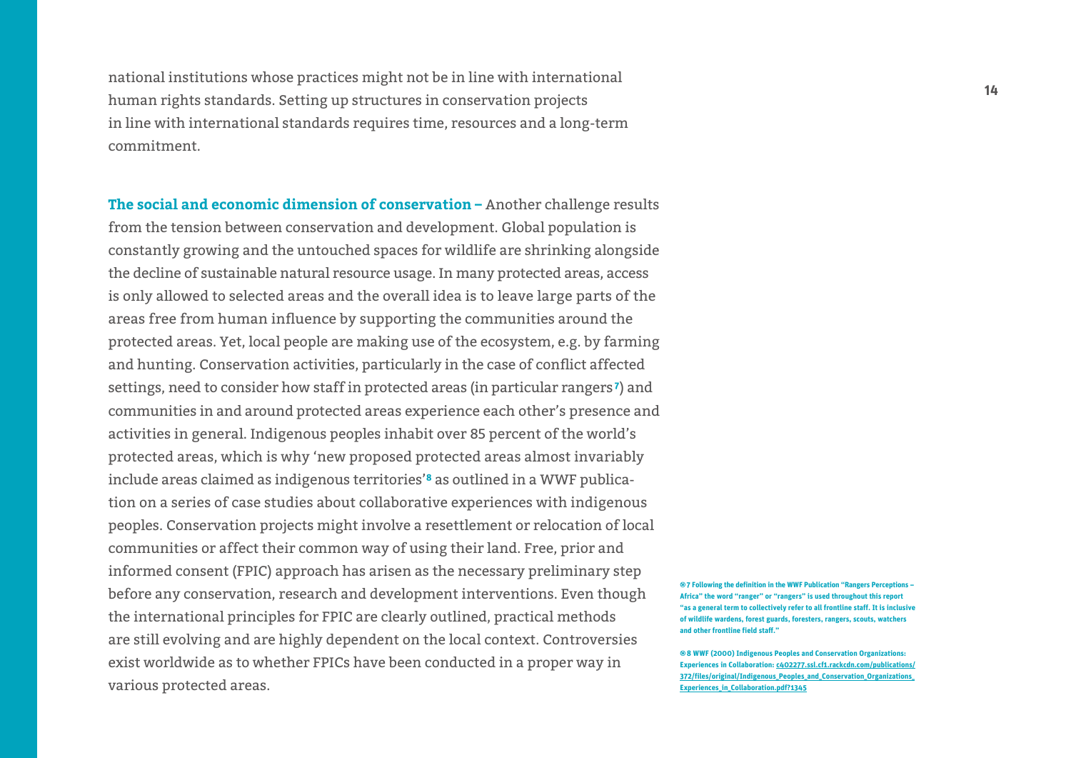national institutions whose practices might not be in line with international human rights standards. Setting up structures in conservation projects in line with international standards requires time, resources and a long-term commitment.

**The social and economic dimension of conservation –** Another challenge results from the tension between conservation and development. Global population is constantly growing and the untouched spaces for wildlife are shrinking alongside the decline of sustainable natural resource usage. In many protected areas, access is only allowed to selected areas and the overall idea is to leave large parts of the areas free from human influence by supporting the communities around the protected areas. Yet, local people are making use of the ecosystem, e.g. by farming and hunting. Conservation activities, particularly in the case of conflict affected settings, need to consider how staff in protected areas (in particular rangers[7]) and communities in and around protected areas experience each other's presence and activities in general. Indigenous peoples inhabit over 85 percent of the world's protected areas, which is why 'new proposed protected areas almost invariably include areas claimed as indigenous territories'[8] as outlined in a WWF publication on a series of case studies about collaborative experiences with indigenous peoples. Conservation projects might involve a resettlement or relocation of local communities or affect their common way of using their land. Free, prior and informed consent (FPIC) approach has arisen as the necessary preliminary step before any conservation, research and development interventions. Even though the international principles for FPIC are clearly outlined, practical methods are still evolving and are highly dependent on the local context. Controversies exist worldwide as to whether FPICs have been conducted in a proper way in various protected areas.

7 Following the definition in the WWF Publication "Rangers Perceptions – Africa" the word "ranger" or "rangers" is used throughout this report "as a general term to collectively refer to all frontline staff. It is inclusive of wildlife wardens, forest guards, foresters, rangers, scouts, watchers and other frontline field staff."

8 WWF (2000) Indigenous Peoples and Conservation Organizations: Experiences in Collaboration: c402277.ssl.cf1.rackcdn.com/publications/372/files/original/Indigenous_Peoples_and_Conservation_Organizations_Experiences_in_Collaboration.pdf?1345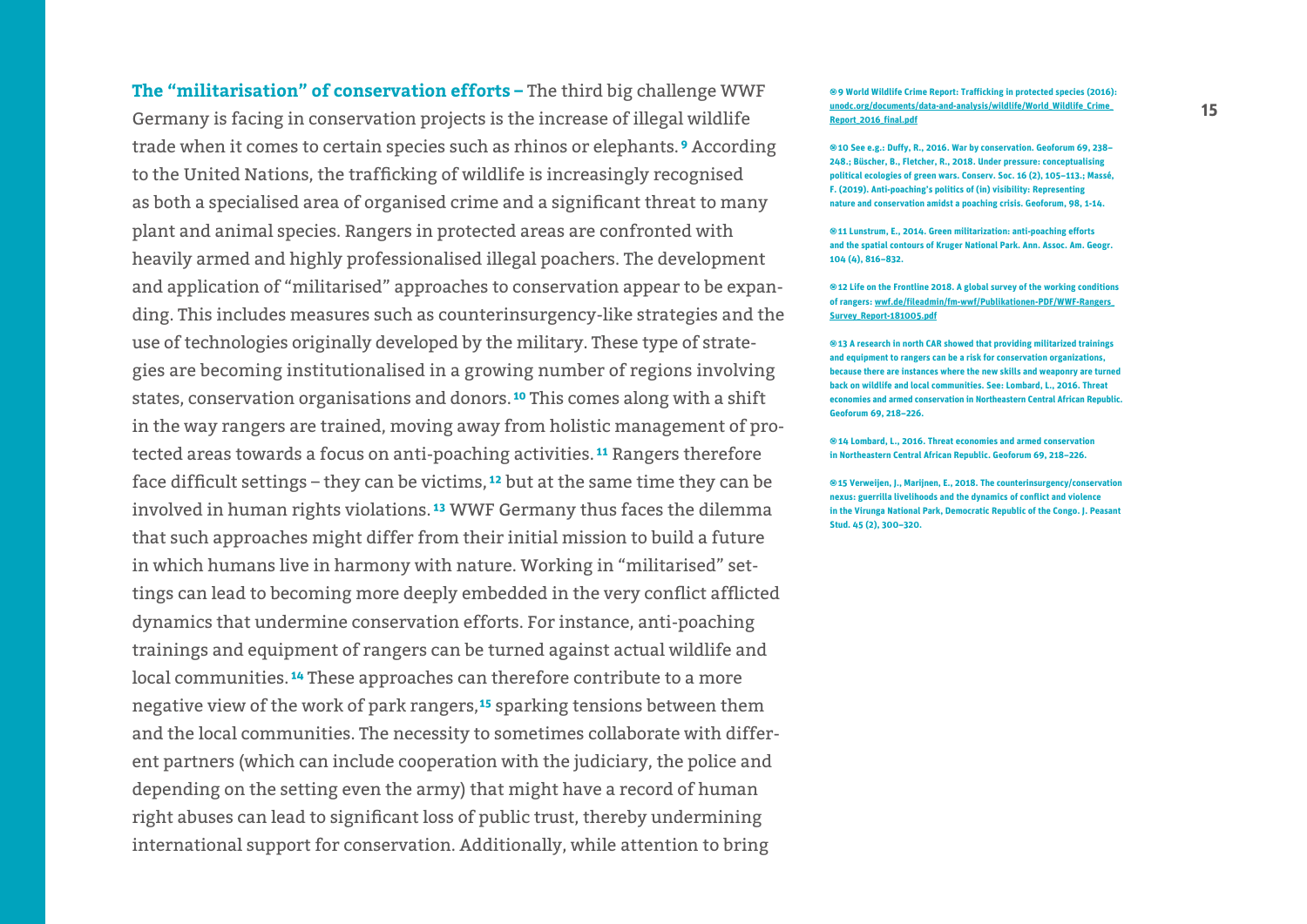**The "militarisation" of conservation efforts –** The third big challenge WWF Germany is facing in conservation projects is the increase of illegal wildlife trade when it comes to certain species such as rhinos or elephants.[9] According to the United Nations, the trafficking of wildlife is increasingly recognised as both a specialised area of organised crime and a significant threat to many plant and animal species. Rangers in protected areas are confronted with heavily armed and highly professionalised illegal poachers. The development and application of "militarised" approaches to conservation appear to be expanding. This includes measures such as counterinsurgency-like strategies and the use of technologies originally developed by the military. These type of strategies are becoming institutionalised in a growing number of regions involving states, conservation organisations and donors.[10] This comes along with a shift in the way rangers are trained, moving away from holistic management of protected areas towards a focus on anti-poaching activities.[11] Rangers therefore face difficult settings – they can be victims,[12] but at the same time they can be involved in human rights violations.[13] WWF Germany thus faces the dilemma that such approaches might differ from their initial mission to build a future in which humans live in harmony with nature. Working in "militarised" settings can lead to becoming more deeply embedded in the very conflict afflicted dynamics that undermine conservation efforts. For instance, anti-poaching trainings and equipment of rangers can be turned against actual wildlife and local communities.[14] These approaches can therefore contribute to a more negative view of the work of park rangers,[15] sparking tensions between them and the local communities. The necessity to sometimes collaborate with different partners (which can include cooperation with the judiciary, the police and depending on the setting even the army) that might have a record of human right abuses can lead to significant loss of public trust, thereby undermining international support for conservation. Additionally, while attention to bring

9 World Wildlife Crime Report: Trafficking in protected species (2016): unodc.org/documents/data-and-analysis/wildlife/World_Wildlife_Crime_Report_2016_final.pdf

10 See e.g.: Duffy, R., 2016. War by conservation. Geoforum 69, 238–248.; Büscher, B., Fletcher, R., 2018. Under pressure: conceptualising political ecologies of green wars. Conserv. Soc. 16 (2), 105–113.; Massé, F. (2019). Anti-poaching's politics of (in) visibility: Representing nature and conservation amidst a poaching crisis. Geoforum, 98, 1-14.

11 Lunstrum, E., 2014. Green militarization: anti-poaching efforts and the spatial contours of Kruger National Park. Ann. Assoc. Am. Geogr. 104 (4), 816–832.

12 Life on the Frontline 2018. A global survey of the working conditions of rangers: wwf.de/fileadmin/fm-wwf/Publikationen-PDF/WWF-Rangers_Survey_Report-181005.pdf

13 A research in north CAR showed that providing militarized trainings and equipment to rangers can be a risk for conservation organizations, because there are instances where the new skills and weaponry are turned back on wildlife and local communities. See: Lombard, L., 2016. Threat economies and armed conservation in Northeastern Central African Republic. Geoforum 69, 218–226.

14 Lombard, L., 2016. Threat economies and armed conservation in Northeastern Central African Republic. Geoforum 69, 218–226.

15 Verweijen, J., Marijnen, E., 2018. The counterinsurgency/conservation nexus: guerrilla livelihoods and the dynamics of conflict and violence in the Virunga National Park, Democratic Republic of the Congo. J. Peasant Stud. 45 (2), 300–320.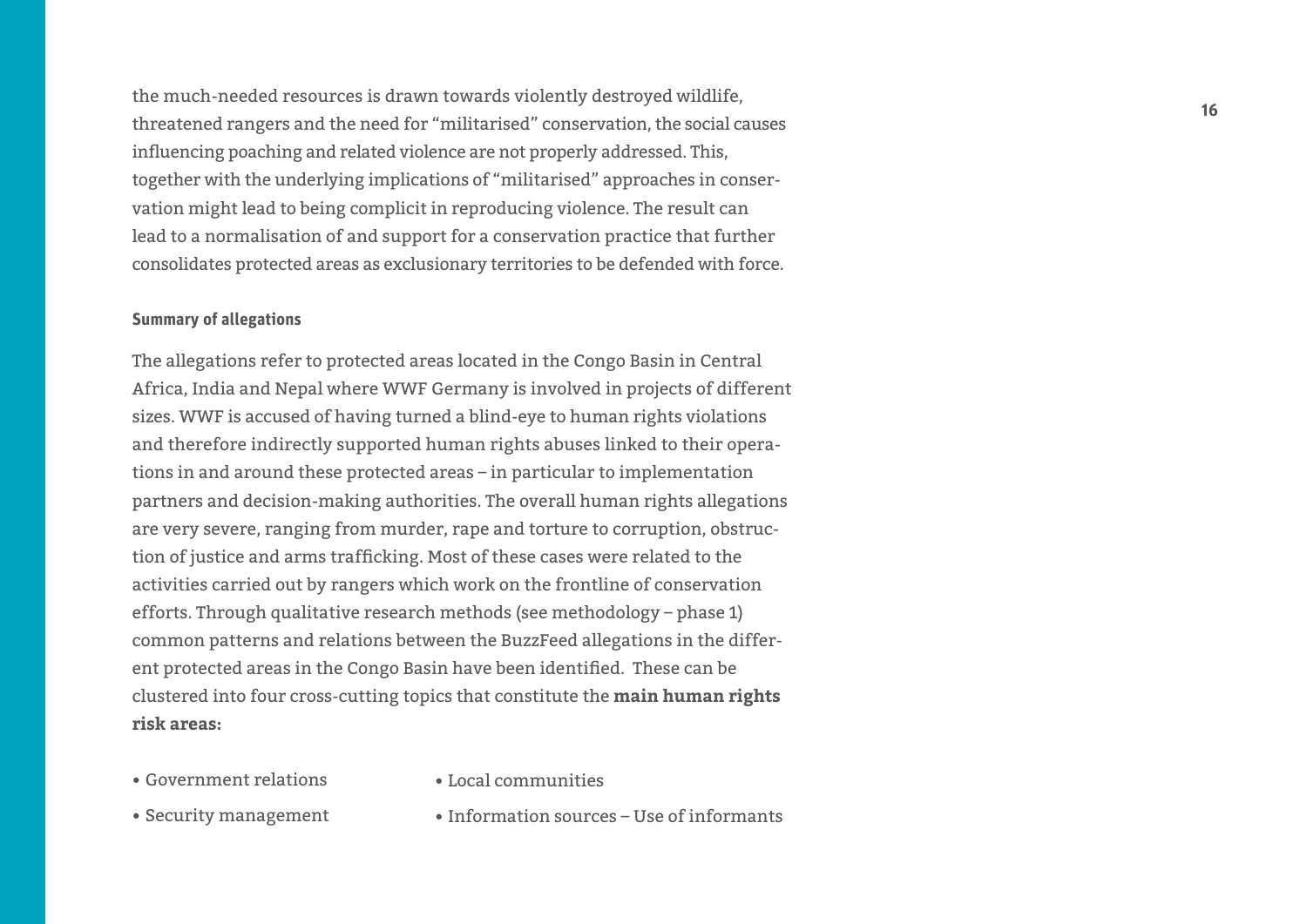the much-needed resources is drawn towards violently destroyed wildlife, threatened rangers and the need for "militarised" conservation, the social causes influencing poaching and related violence are not properly addressed. This, together with the underlying implications of "militarised" approaches in conservation might lead to being complicit in reproducing violence. The result can lead to a normalisation of and support for a conservation practice that further consolidates protected areas as exclusionary territories to be defended with force.

### Summary of allegations

The allegations refer to protected areas located in the Congo Basin in Central Africa, India and Nepal where WWF Germany is involved in projects of different sizes. WWF is accused of having turned a blind-eye to human rights violations and therefore indirectly supported human rights abuses linked to their operations in and around these protected areas – in particular to implementation partners and decision-making authorities. The overall human rights allegations are very severe, ranging from murder, rape and torture to corruption, obstruction of justice and arms trafficking. Most of these cases were related to the activities carried out by rangers which work on the frontline of conservation efforts. Through qualitative research methods (see methodology – phase 1) common patterns and relations between the BuzzFeed allegations in the different protected areas in the Congo Basin have been identified. These can be clustered into four cross-cutting topics that constitute the **main human rights risk areas:**

- Government relations
- Security management
- Local communities
- Information sources – Use of informants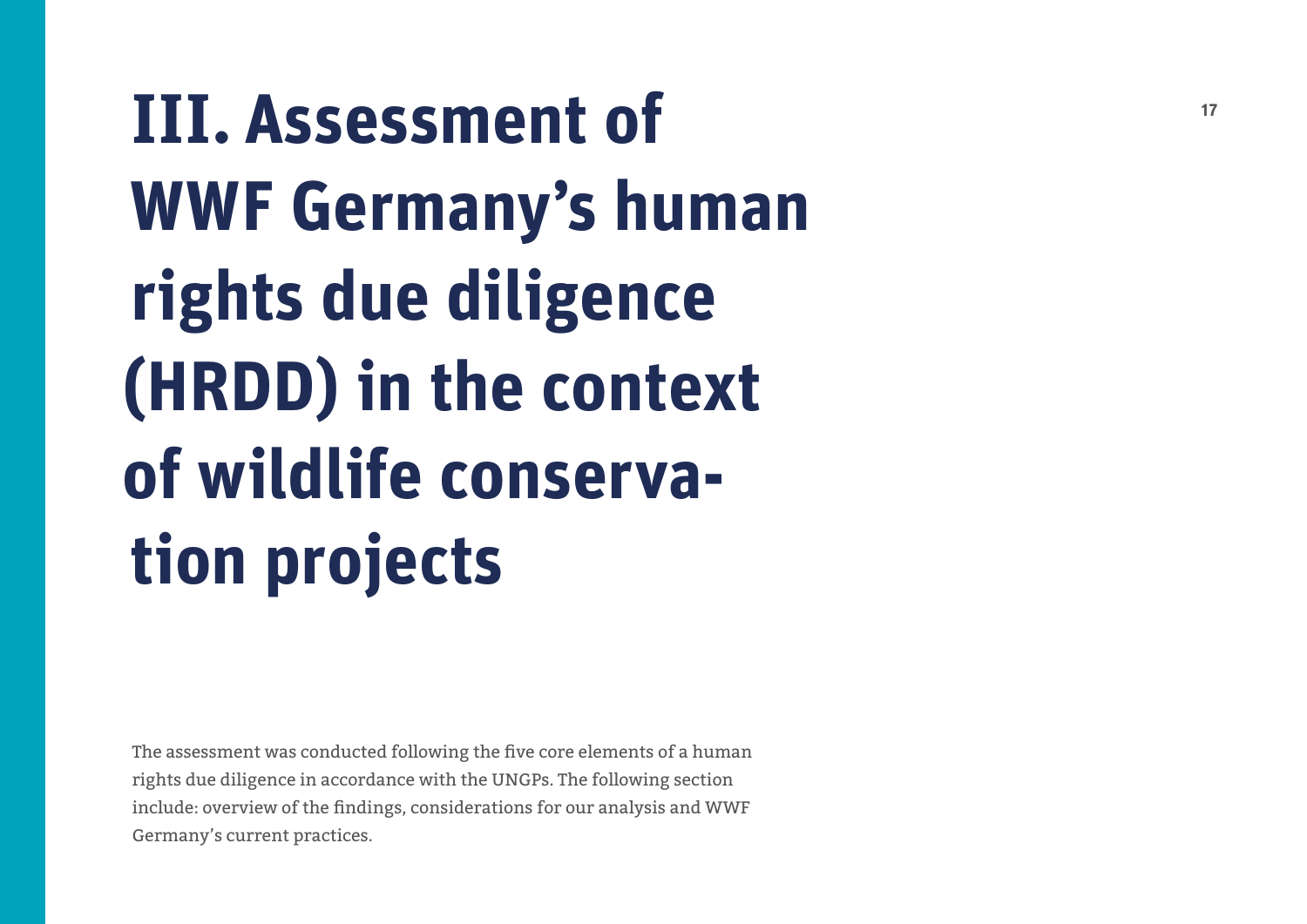# III. Assessment of WWF Germany's human rights due diligence (HRDD) in the context of wildlife conservation projects

The assessment was conducted following the five core elements of a human rights due diligence in accordance with the UNGPs. The following section include: overview of the findings, considerations for our analysis and WWF Germany's current practices.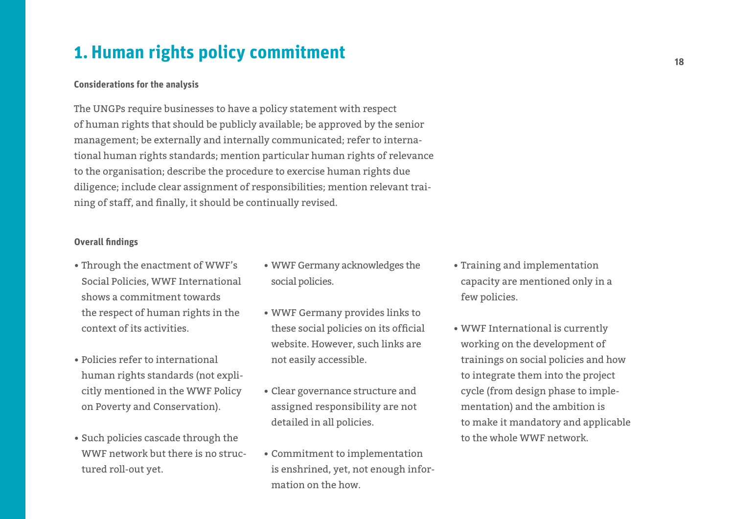# 1. Human rights policy commitment

**Considerations for the analysis**

The UNGPs require businesses to have a policy statement with respect of human rights that should be publicly available; be approved by the senior management; be externally and internally communicated; refer to international human rights standards; mention particular human rights of relevance to the organisation; describe the procedure to exercise human rights due diligence; include clear assignment of responsibilities; mention relevant training of staff, and finally, it should be continually revised.

**Overall findings**

- Through the enactment of WWF's Social Policies, WWF International shows a commitment towards the respect of human rights in the context of its activities.
- Policies refer to international human rights standards (not explicitly mentioned in the WWF Policy on Poverty and Conservation).
- Such policies cascade through the WWF network but there is no structured roll-out yet.
- WWF Germany acknowledges the social policies.
- WWF Germany provides links to these social policies on its official website. However, such links are not easily accessible.
- Clear governance structure and assigned responsibility are not detailed in all policies.
- Commitment to implementation is enshrined, yet, not enough information on the how.
- Training and implementation capacity are mentioned only in a few policies.
- WWF International is currently working on the development of trainings on social policies and how to integrate them into the project cycle (from design phase to implementation) and the ambition is to make it mandatory and applicable to the whole WWF network.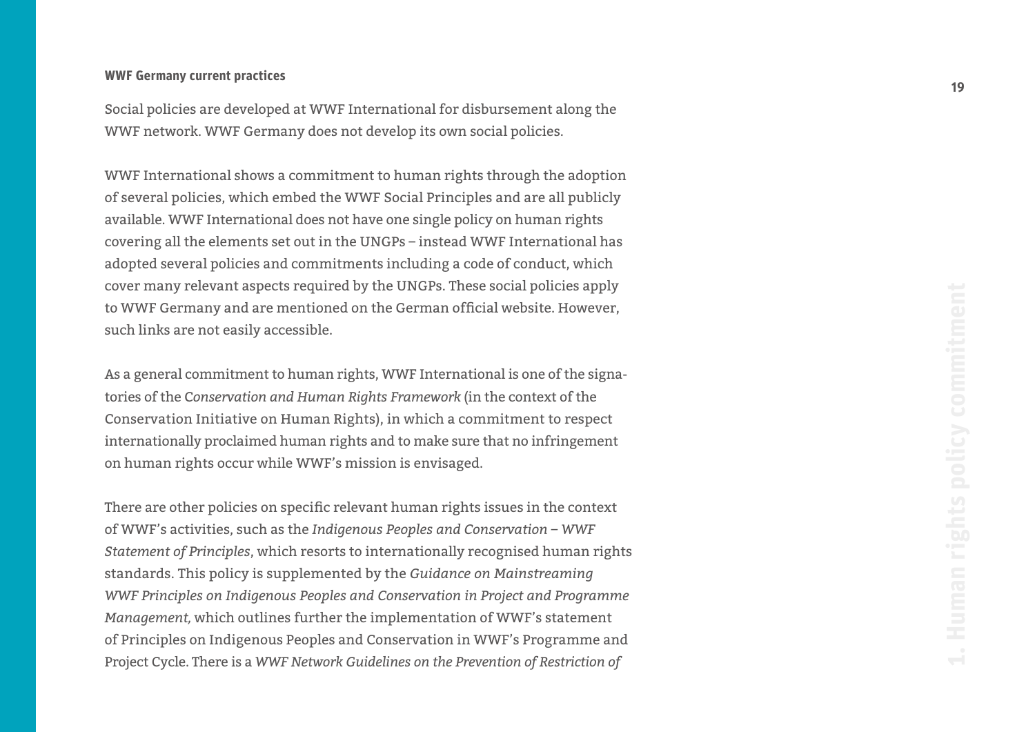**WWF Germany current practices**

Social policies are developed at WWF International for disbursement along the WWF network. WWF Germany does not develop its own social policies.

WWF International shows a commitment to human rights through the adoption of several policies, which embed the WWF Social Principles and are all publicly available. WWF International does not have one single policy on human rights covering all the elements set out in the UNGPs – instead WWF International has adopted several policies and commitments including a code of conduct, which cover many relevant aspects required by the UNGPs. These social policies apply to WWF Germany and are mentioned on the German official website. However, such links are not easily accessible.

As a general commitment to human rights, WWF International is one of the signatories of the C*onservation and Human Rights Framework* (in the context of the Conservation Initiative on Human Rights), in which a commitment to respect internationally proclaimed human rights and to make sure that no infringement on human rights occur while WWF's mission is envisaged.

There are other policies on specific relevant human rights issues in the context of WWF's activities, such as the *Indigenous Peoples and Conservation – WWF Statement of Principles*, which resorts to internationally recognised human rights standards. This policy is supplemented by the *Guidance on Mainstreaming WWF Principles on Indigenous Peoples and Conservation in Project and Programme Management,* which outlines further the implementation of WWF's statement of Principles on Indigenous Peoples and Conservation in WWF's Programme and Project Cycle. There is a *WWF Network Guidelines on the Prevention of Restriction of*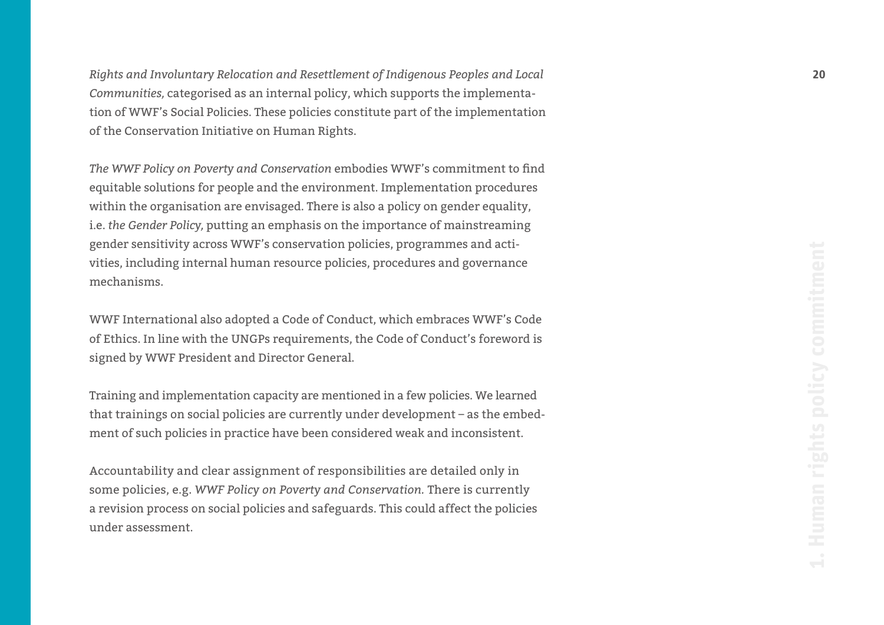*Rights and Involuntary Relocation and Resettlement of Indigenous Peoples and Local Communities,* categorised as an internal policy, which supports the implementation of WWF's Social Policies. These policies constitute part of the implementation of the Conservation Initiative on Human Rights.

*The WWF Policy on Poverty and Conservation* embodies WWF's commitment to find equitable solutions for people and the environment. Implementation procedures within the organisation are envisaged. There is also a policy on gender equality, i.e. *the Gender Policy,* putting an emphasis on the importance of mainstreaming gender sensitivity across WWF's conservation policies, programmes and activities, including internal human resource policies, procedures and governance mechanisms.

WWF International also adopted a Code of Conduct, which embraces WWF's Code of Ethics. In line with the UNGPs requirements, the Code of Conduct's foreword is signed by WWF President and Director General.

Training and implementation capacity are mentioned in a few policies. We learned that trainings on social policies are currently under development – as the embedment of such policies in practice have been considered weak and inconsistent.

Accountability and clear assignment of responsibilities are detailed only in some policies, e.g. *WWF Policy on Poverty and Conservation.* There is currently a revision process on social policies and safeguards. This could affect the policies under assessment.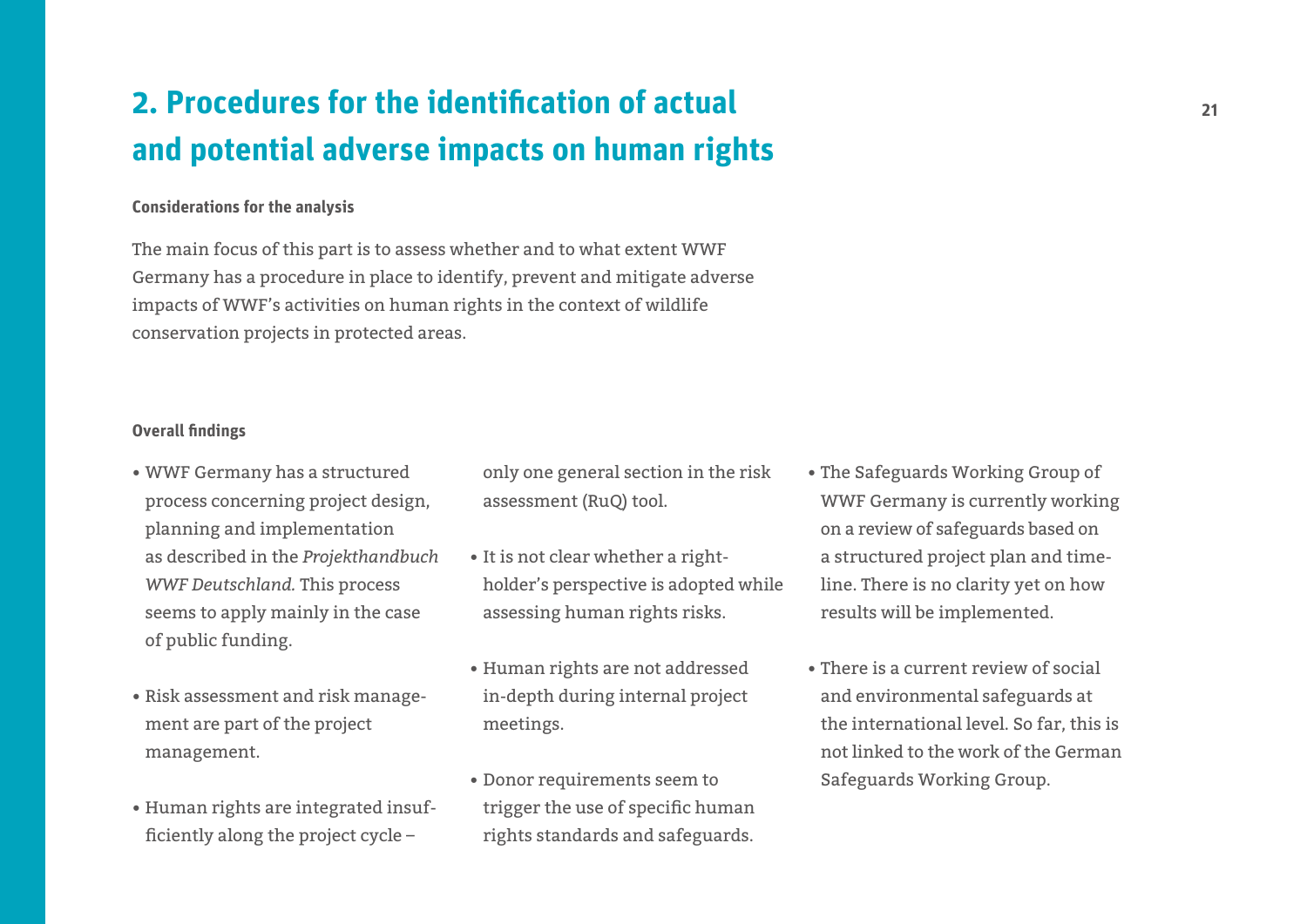## 2. Procedures for the identification of actual and potential adverse impacts on human rights

**Considerations for the analysis**

The main focus of this part is to assess whether and to what extent WWF Germany has a procedure in place to identify, prevent and mitigate adverse impacts of WWF's activities on human rights in the context of wildlife conservation projects in protected areas.

**Overall findings**

- WWF Germany has a structured process concerning project design, planning and implementation as described in the *Projekthandbuch WWF Deutschland.* This process seems to apply mainly in the case of public funding.
- Risk assessment and risk management are part of the project management.
- Human rights are integrated insufficiently along the project cycle – only one general section in the risk assessment (RuQ) tool.
- It is not clear whether a rightholder's perspective is adopted while assessing human rights risks.
- Human rights are not addressed in-depth during internal project meetings.
- Donor requirements seem to trigger the use of specific human rights standards and safeguards.
- The Safeguards Working Group of WWF Germany is currently working on a review of safeguards based on a structured project plan and timeline. There is no clarity yet on how results will be implemented.
- There is a current review of social and environmental safeguards at the international level. So far, this is not linked to the work of the German Safeguards Working Group.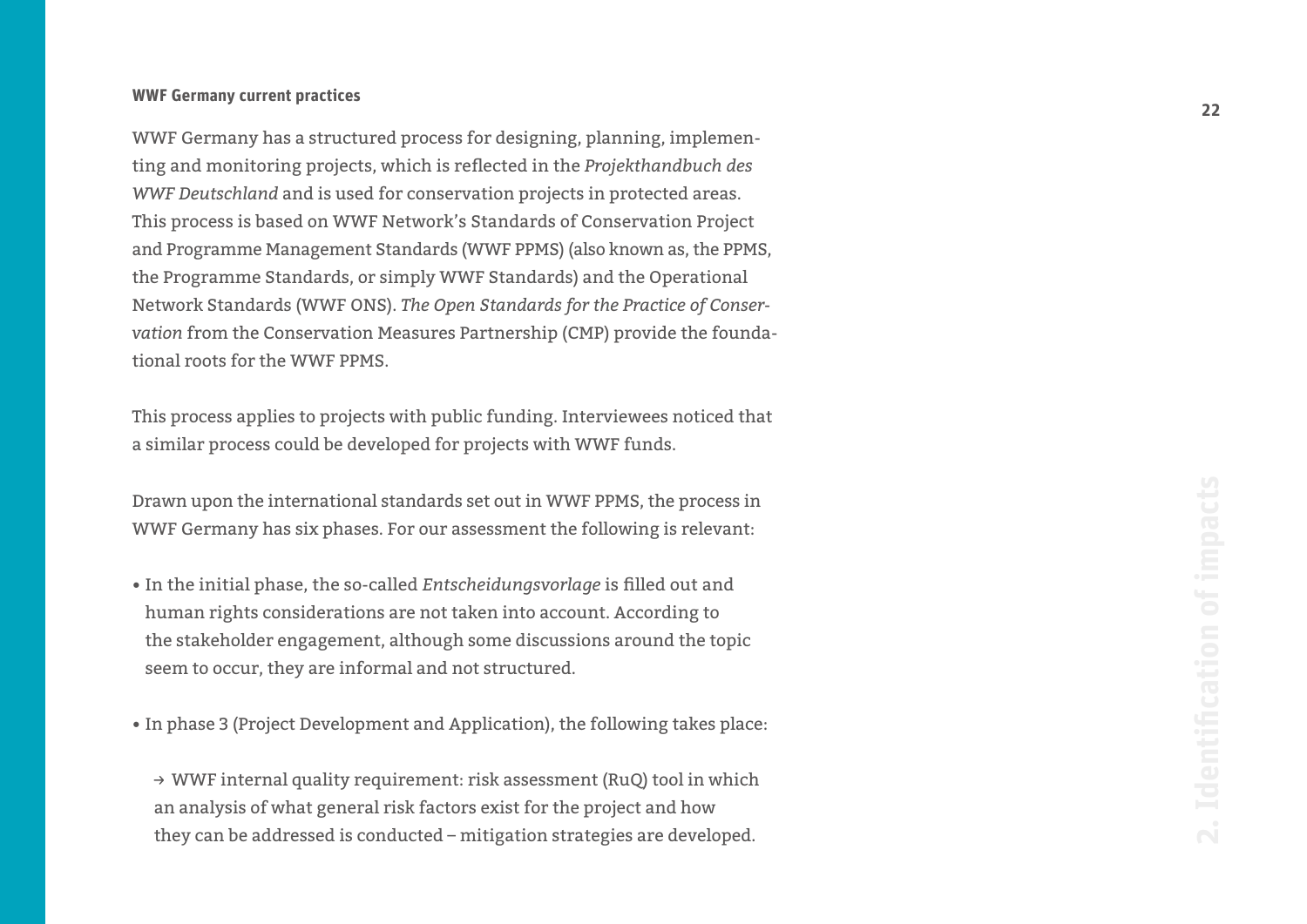### WWF Germany current practices

WWF Germany has a structured process for designing, planning, implementing and monitoring projects, which is reflected in the *Projekthandbuch des WWF Deutschland* and is used for conservation projects in protected areas. This process is based on WWF Network's Standards of Conservation Project and Programme Management Standards (WWF PPMS) (also known as, the PPMS, the Programme Standards, or simply WWF Standards) and the Operational Network Standards (WWF ONS). *The Open Standards for the Practice of Conservation* from the Conservation Measures Partnership (CMP) provide the foundational roots for the WWF PPMS.

This process applies to projects with public funding. Interviewees noticed that a similar process could be developed for projects with WWF funds.

Drawn upon the international standards set out in WWF PPMS, the process in WWF Germany has six phases. For our assessment the following is relevant:

- In the initial phase, the so-called *Entscheidungsvorlage* is filled out and human rights considerations are not taken into account. According to the stakeholder engagement, although some discussions around the topic seem to occur, they are informal and not structured.
- In phase 3 (Project Development and Application), the following takes place:

  → WWF internal quality requirement: risk assessment (RuQ) tool in which an analysis of what general risk factors exist for the project and how they can be addressed is conducted – mitigation strategies are developed.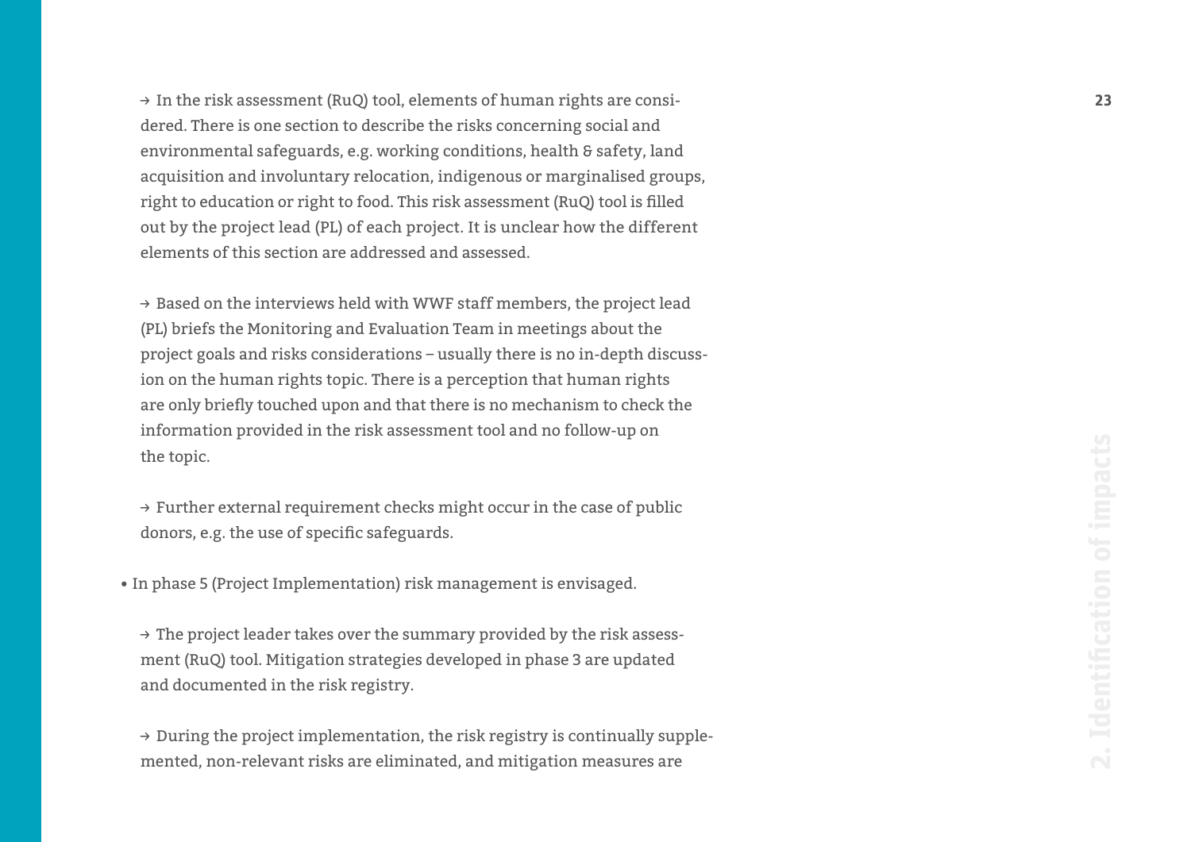→ In the risk assessment (RuQ) tool, elements of human rights are considered. There is one section to describe the risks concerning social and environmental safeguards, e.g. working conditions, health & safety, land acquisition and involuntary relocation, indigenous or marginalised groups, right to education or right to food. This risk assessment (RuQ) tool is filled out by the project lead (PL) of each project. It is unclear how the different elements of this section are addressed and assessed.

→ Based on the interviews held with WWF staff members, the project lead (PL) briefs the Monitoring and Evaluation Team in meetings about the project goals and risks considerations – usually there is no in-depth discussion on the human rights topic. There is a perception that human rights are only briefly touched upon and that there is no mechanism to check the information provided in the risk assessment tool and no follow-up on the topic.

→ Further external requirement checks might occur in the case of public donors, e.g. the use of specific safeguards.

- In phase 5 (Project Implementation) risk management is envisaged.

  → The project leader takes over the summary provided by the risk assessment (RuQ) tool. Mitigation strategies developed in phase 3 are updated and documented in the risk registry.

  → During the project implementation, the risk registry is continually supplemented, non-relevant risks are eliminated, and mitigation measures are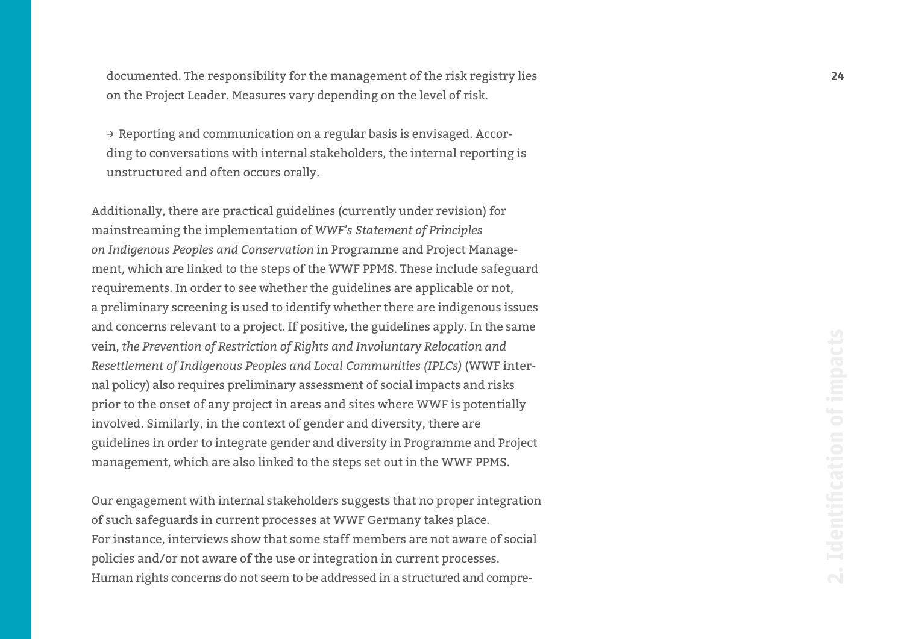documented. The responsibility for the management of the risk registry lies on the Project Leader. Measures vary depending on the level of risk.

→ Reporting and communication on a regular basis is envisaged. According to conversations with internal stakeholders, the internal reporting is unstructured and often occurs orally.

Additionally, there are practical guidelines (currently under revision) for mainstreaming the implementation of *WWF's Statement of Principles on Indigenous Peoples and Conservation* in Programme and Project Management, which are linked to the steps of the WWF PPMS. These include safeguard requirements. In order to see whether the guidelines are applicable or not, a preliminary screening is used to identify whether there are indigenous issues and concerns relevant to a project. If positive, the guidelines apply. In the same vein, *the Prevention of Restriction of Rights and Involuntary Relocation and Resettlement of Indigenous Peoples and Local Communities (IPLCs)* (WWF internal policy) also requires preliminary assessment of social impacts and risks prior to the onset of any project in areas and sites where WWF is potentially involved. Similarly, in the context of gender and diversity, there are guidelines in order to integrate gender and diversity in Programme and Project management, which are also linked to the steps set out in the WWF PPMS.

Our engagement with internal stakeholders suggests that no proper integration of such safeguards in current processes at WWF Germany takes place. For instance, interviews show that some staff members are not aware of social policies and/or not aware of the use or integration in current processes. Human rights concerns do not seem to be addressed in a structured and compre-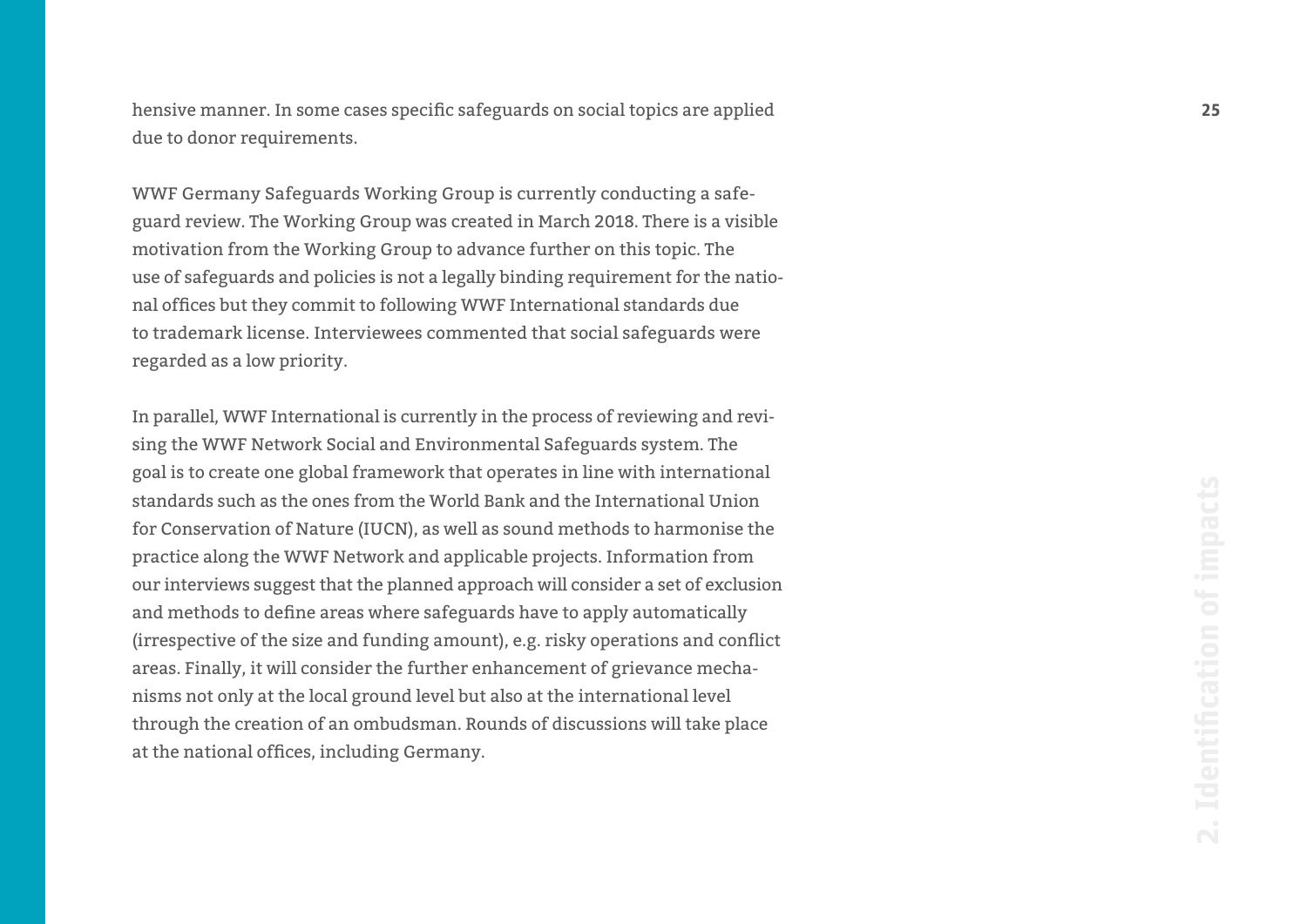hensive manner. In some cases specific safeguards on social topics are applied due to donor requirements.

WWF Germany Safeguards Working Group is currently conducting a safeguard review. The Working Group was created in March 2018. There is a visible motivation from the Working Group to advance further on this topic. The use of safeguards and policies is not a legally binding requirement for the national offices but they commit to following WWF International standards due to trademark license. Interviewees commented that social safeguards were regarded as a low priority.

In parallel, WWF International is currently in the process of reviewing and revising the WWF Network Social and Environmental Safeguards system. The goal is to create one global framework that operates in line with international standards such as the ones from the World Bank and the International Union for Conservation of Nature (IUCN), as well as sound methods to harmonise the practice along the WWF Network and applicable projects. Information from our interviews suggest that the planned approach will consider a set of exclusion and methods to define areas where safeguards have to apply automatically (irrespective of the size and funding amount), e.g. risky operations and conflict areas. Finally, it will consider the further enhancement of grievance mechanisms not only at the local ground level but also at the international level through the creation of an ombudsman. Rounds of discussions will take place at the national offices, including Germany.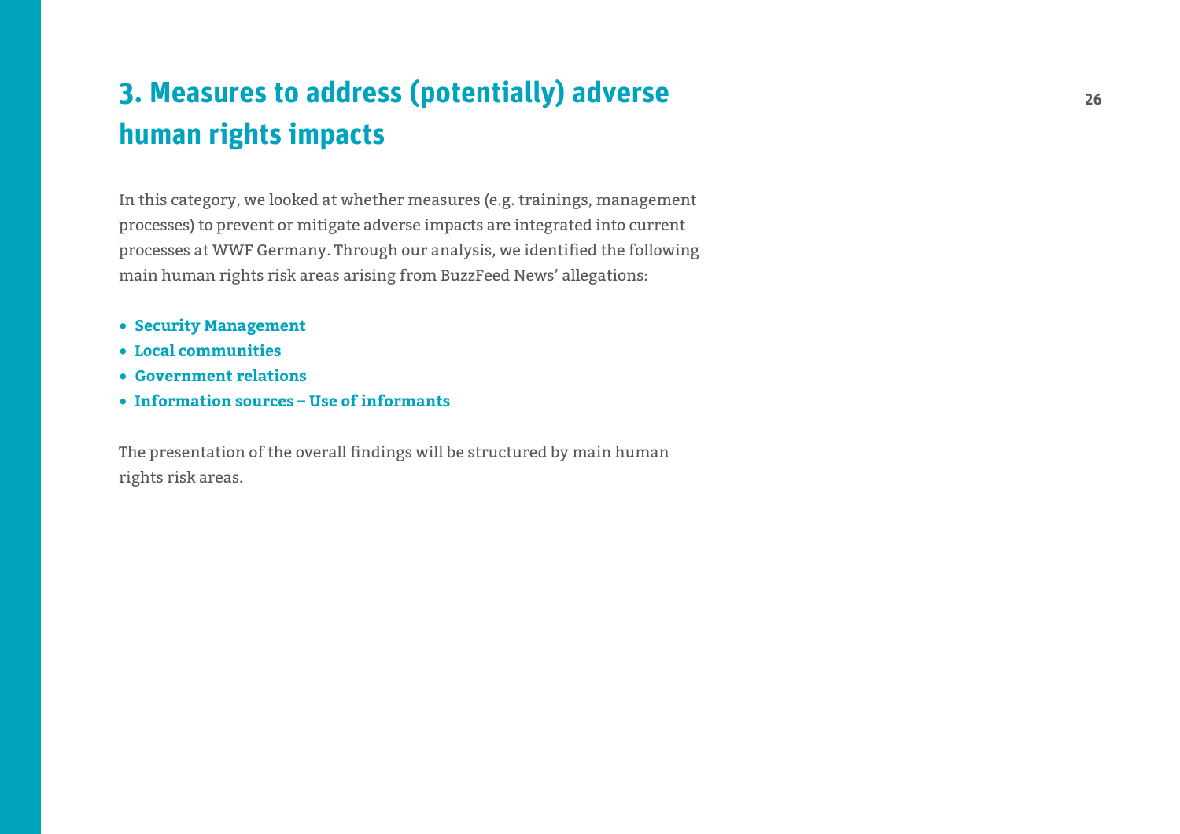# 3. Measures to address (potentially) adverse human rights impacts

In this category, we looked at whether measures (e.g. trainings, management processes) to prevent or mitigate adverse impacts are integrated into current processes at WWF Germany. Through our analysis, we identified the following main human rights risk areas arising from BuzzFeed News' allegations:

- **Security Management**
- **Local communities**
- **Government relations**
- **Information sources – Use of informants**

The presentation of the overall findings will be structured by main human rights risk areas.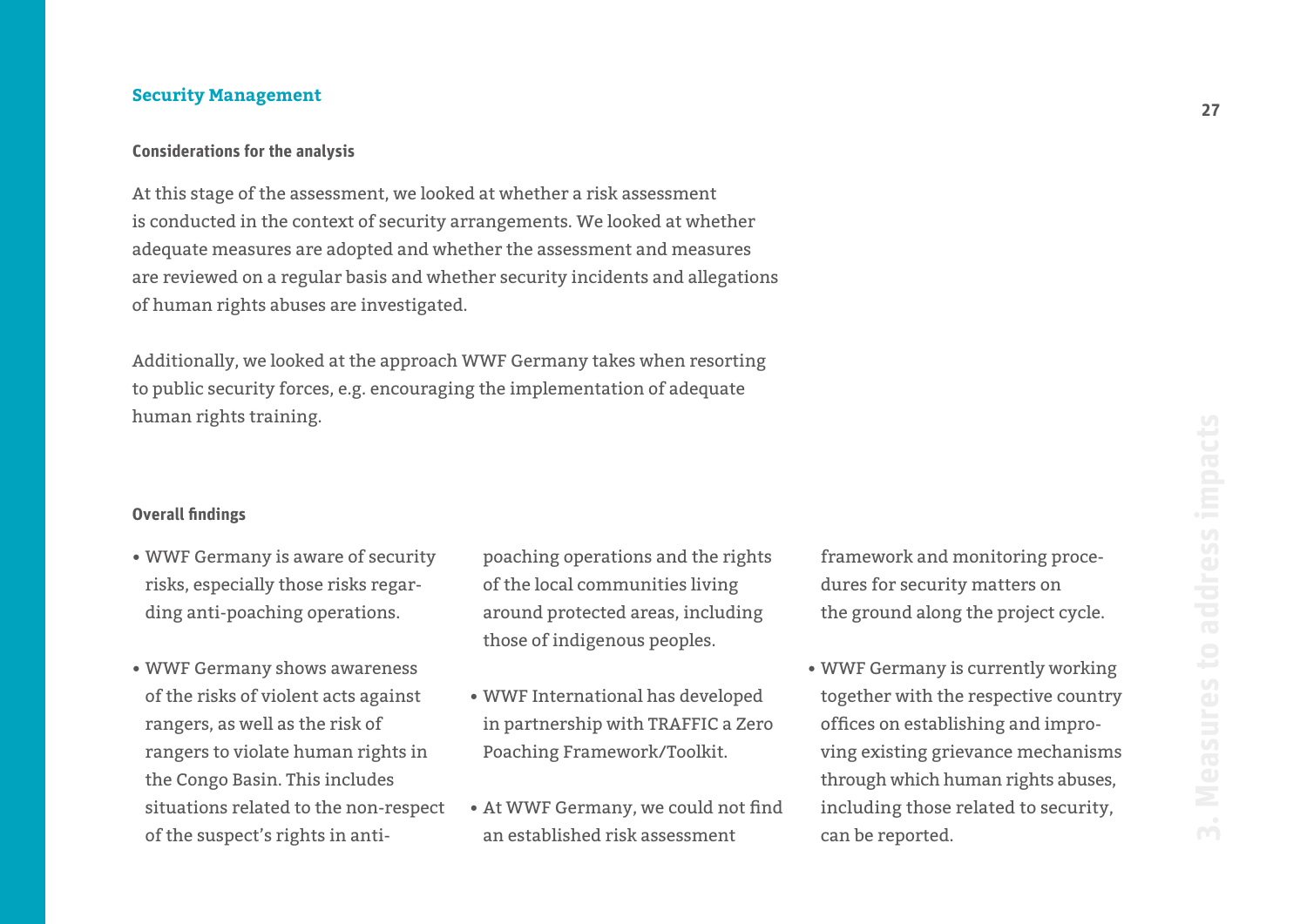## Security Management

### Considerations for the analysis

At this stage of the assessment, we looked at whether a risk assessment is conducted in the context of security arrangements. We looked at whether adequate measures are adopted and whether the assessment and measures are reviewed on a regular basis and whether security incidents and allegations of human rights abuses are investigated.

Additionally, we looked at the approach WWF Germany takes when resorting to public security forces, e.g. encouraging the implementation of adequate human rights training.

### Overall findings

- WWF Germany is aware of security risks, especially those risks regarding anti-poaching operations.
- WWF Germany shows awareness of the risks of violent acts against rangers, as well as the risk of rangers to violate human rights in the Congo Basin. This includes situations related to the non-respect of the suspect's rights in anti-poaching operations and the rights of the local communities living around protected areas, including those of indigenous peoples.
- WWF International has developed in partnership with TRAFFIC a Zero Poaching Framework/Toolkit.
- At WWF Germany, we could not find an established risk assessment framework and monitoring procedures for security matters on the ground along the project cycle.
- WWF Germany is currently working together with the respective country offices on establishing and improving existing grievance mechanisms through which human rights abuses, including those related to security, can be reported.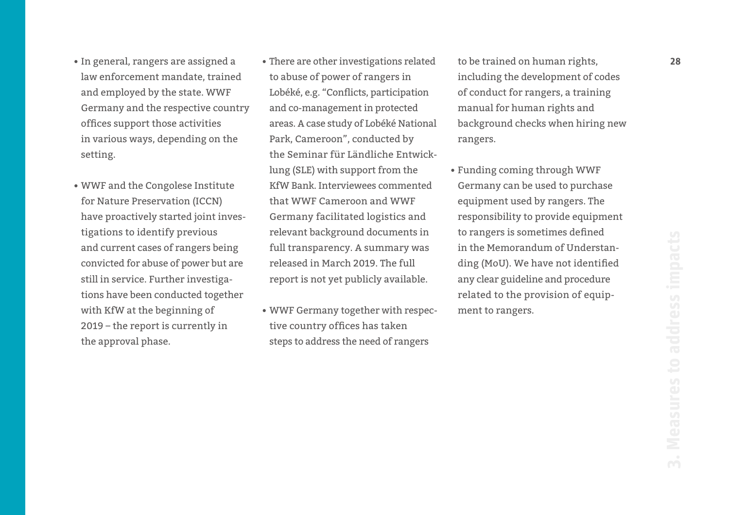- In general, rangers are assigned a law enforcement mandate, trained and employed by the state. WWF Germany and the respective country offices support those activities in various ways, depending on the setting.

- WWF and the Congolese Institute for Nature Preservation (ICCN) have proactively started joint investigations to identify previous and current cases of rangers being convicted for abuse of power but are still in service. Further investigations have been conducted together with KfW at the beginning of 2019 – the report is currently in the approval phase.

- There are other investigations related to abuse of power of rangers in Lobéké, e.g. "Conflicts, participation and co-management in protected areas. A case study of Lobéké National Park, Cameroon", conducted by the Seminar für Ländliche Entwicklung (SLE) with support from the KfW Bank. Interviewees commented that WWF Cameroon and WWF Germany facilitated logistics and relevant background documents in full transparency. A summary was released in March 2019. The full report is not yet publicly available.

- WWF Germany together with respective country offices has taken steps to address the need of rangers to be trained on human rights, including the development of codes of conduct for rangers, a training manual for human rights and background checks when hiring new rangers.

- Funding coming through WWF Germany can be used to purchase equipment used by rangers. The responsibility to provide equipment to rangers is sometimes defined in the Memorandum of Understanding (MoU). We have not identified any clear guideline and procedure related to the provision of equipment to rangers.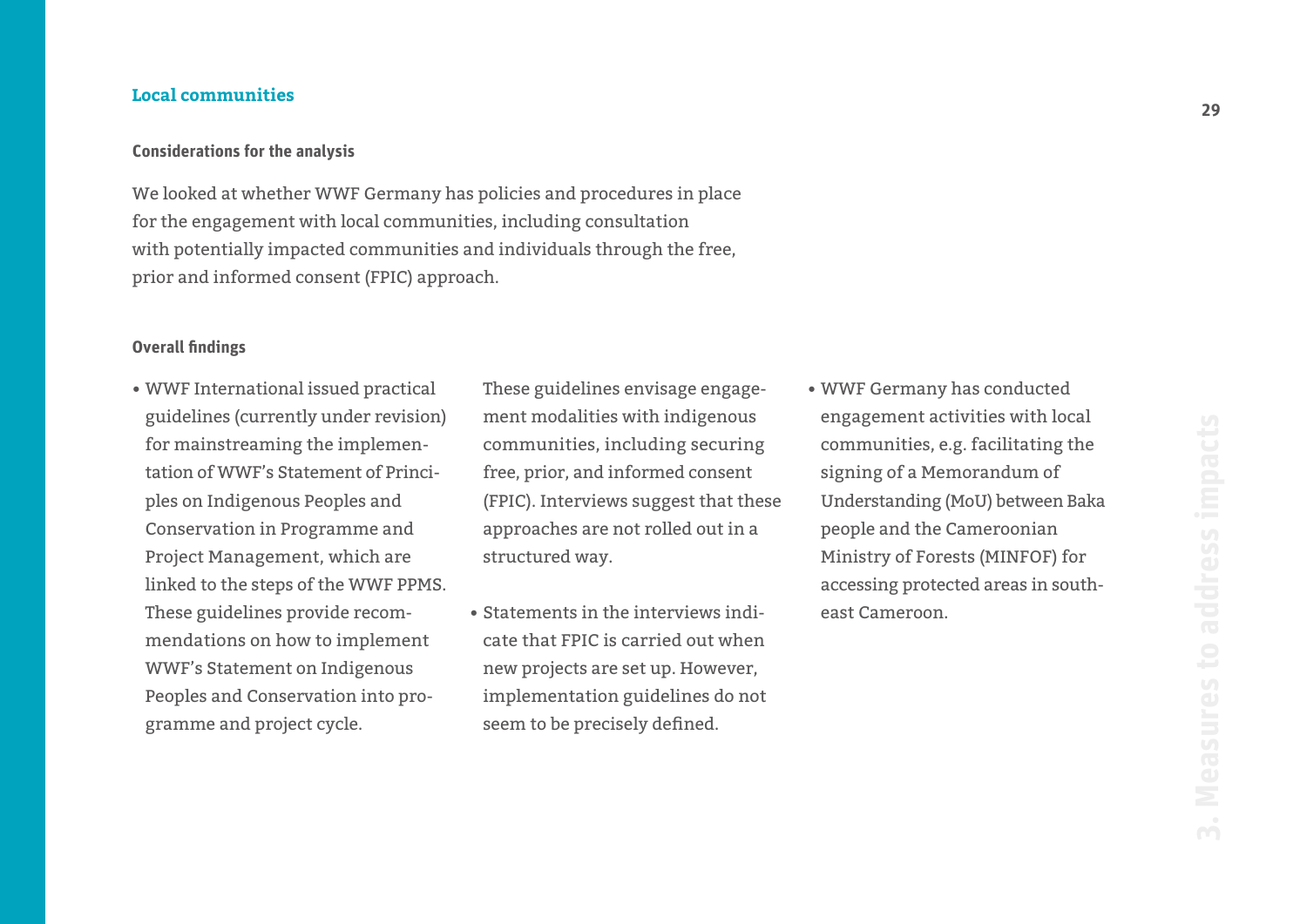## Local communities

### Considerations for the analysis

We looked at whether WWF Germany has policies and procedures in place for the engagement with local communities, including consultation with potentially impacted communities and individuals through the free, prior and informed consent (FPIC) approach.

### Overall findings

- WWF International issued practical guidelines (currently under revision) for mainstreaming the implementation of WWF's Statement of Principles on Indigenous Peoples and Conservation in Programme and Project Management, which are linked to the steps of the WWF PPMS. These guidelines provide recommendations on how to implement WWF's Statement on Indigenous Peoples and Conservation into programme and project cycle. These guidelines envisage engagement modalities with indigenous communities, including securing free, prior, and informed consent (FPIC). Interviews suggest that these approaches are not rolled out in a structured way.
- Statements in the interviews indicate that FPIC is carried out when new projects are set up. However, implementation guidelines do not seem to be precisely defined.
- WWF Germany has conducted engagement activities with local communities, e.g. facilitating the signing of a Memorandum of Understanding (MoU) between Baka people and the Cameroonian Ministry of Forests (MINFOF) for accessing protected areas in south-east Cameroon.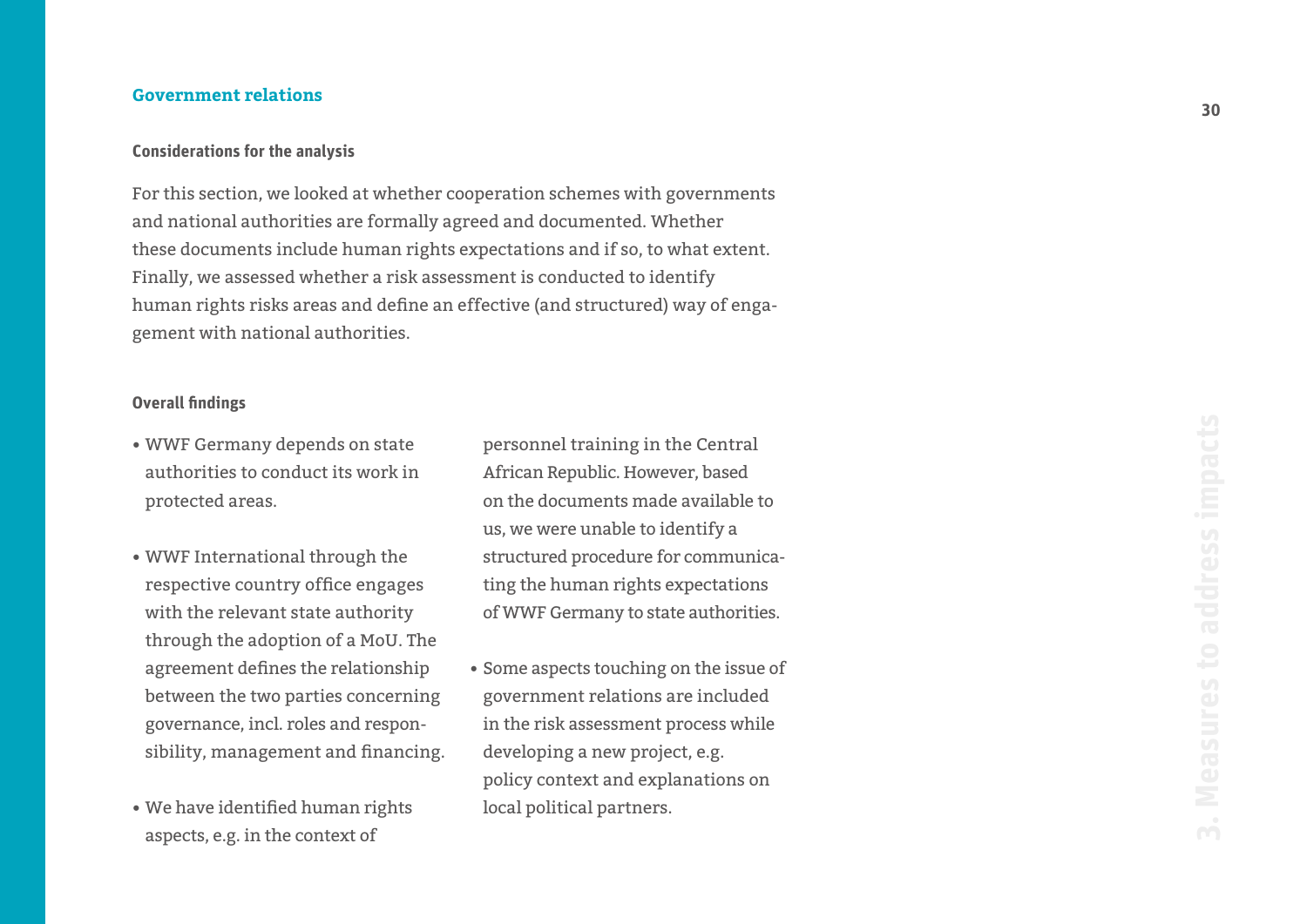## Government relations

### Considerations for the analysis

For this section, we looked at whether cooperation schemes with governments and national authorities are formally agreed and documented. Whether these documents include human rights expectations and if so, to what extent. Finally, we assessed whether a risk assessment is conducted to identify human rights risks areas and define an effective (and structured) way of engagement with national authorities.

### Overall findings

- WWF Germany depends on state authorities to conduct its work in protected areas.
- WWF International through the respective country office engages with the relevant state authority through the adoption of a MoU. The agreement defines the relationship between the two parties concerning governance, incl. roles and responsibility, management and financing.
- We have identified human rights aspects, e.g. in the context of personnel training in the Central African Republic. However, based on the documents made available to us, we were unable to identify a structured procedure for communicating the human rights expectations of WWF Germany to state authorities.
- Some aspects touching on the issue of government relations are included in the risk assessment process while developing a new project, e.g. policy context and explanations on local political partners.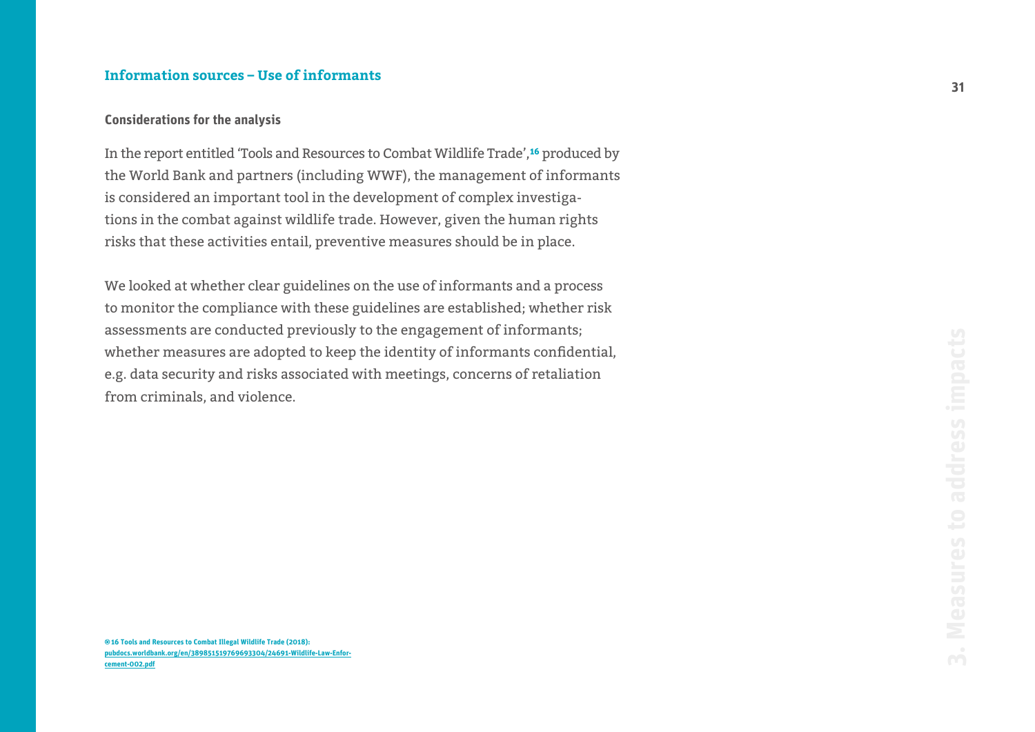## Information sources – Use of informants

### Considerations for the analysis

In the report entitled 'Tools and Resources to Combat Wildlife Trade',[16] produced by the World Bank and partners (including WWF), the management of informants is considered an important tool in the development of complex investigations in the combat against wildlife trade. However, given the human rights risks that these activities entail, preventive measures should be in place.

We looked at whether clear guidelines on the use of informants and a process to monitor the compliance with these guidelines are established; whether risk assessments are conducted previously to the engagement of informants; whether measures are adopted to keep the identity of informants confidential, e.g. data security and risks associated with meetings, concerns of retaliation from criminals, and violence.

16 Tools and Resources to Combat Illegal Wildlife Trade (2018): pubdocs.worldbank.org/en/389851519769693304/24691-Wildlife-Law-Enforcement-002.pdf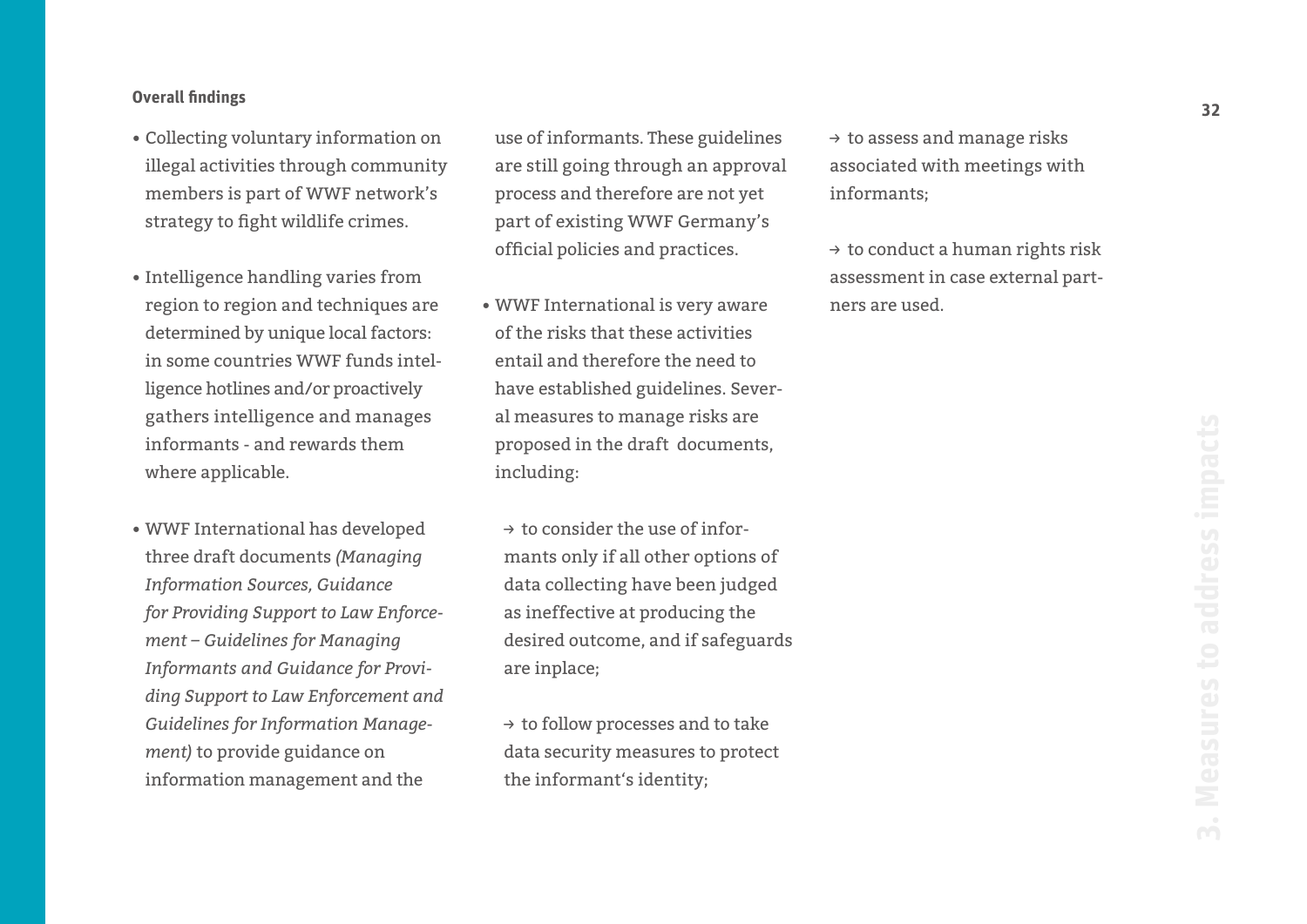**Overall findings**

- Collecting voluntary information on illegal activities through community members is part of WWF network's strategy to fight wildlife crimes.
- Intelligence handling varies from region to region and techniques are determined by unique local factors: in some countries WWF funds intelligence hotlines and/or proactively gathers intelligence and manages informants - and rewards them where applicable.
- WWF International has developed three draft documents *(Managing Information Sources, Guidance for Providing Support to Law Enforcement – Guidelines for Managing Informants and Guidance for Providing Support to Law Enforcement and Guidelines for Information Management)* to provide guidance on information management and the use of informants. These guidelines are still going through an approval process and therefore are not yet part of existing WWF Germany's official policies and practices.
- WWF International is very aware of the risks that these activities entail and therefore the need to have established guidelines. Several measures to manage risks are proposed in the draft documents, including:

  → to consider the use of informants only if all other options of data collecting have been judged as ineffective at producing the desired outcome, and if safeguards are inplace;

  → to follow processes and to take data security measures to protect the informant's identity;

  → to assess and manage risks associated with meetings with informants;

  → to conduct a human rights risk assessment in case external partners are used.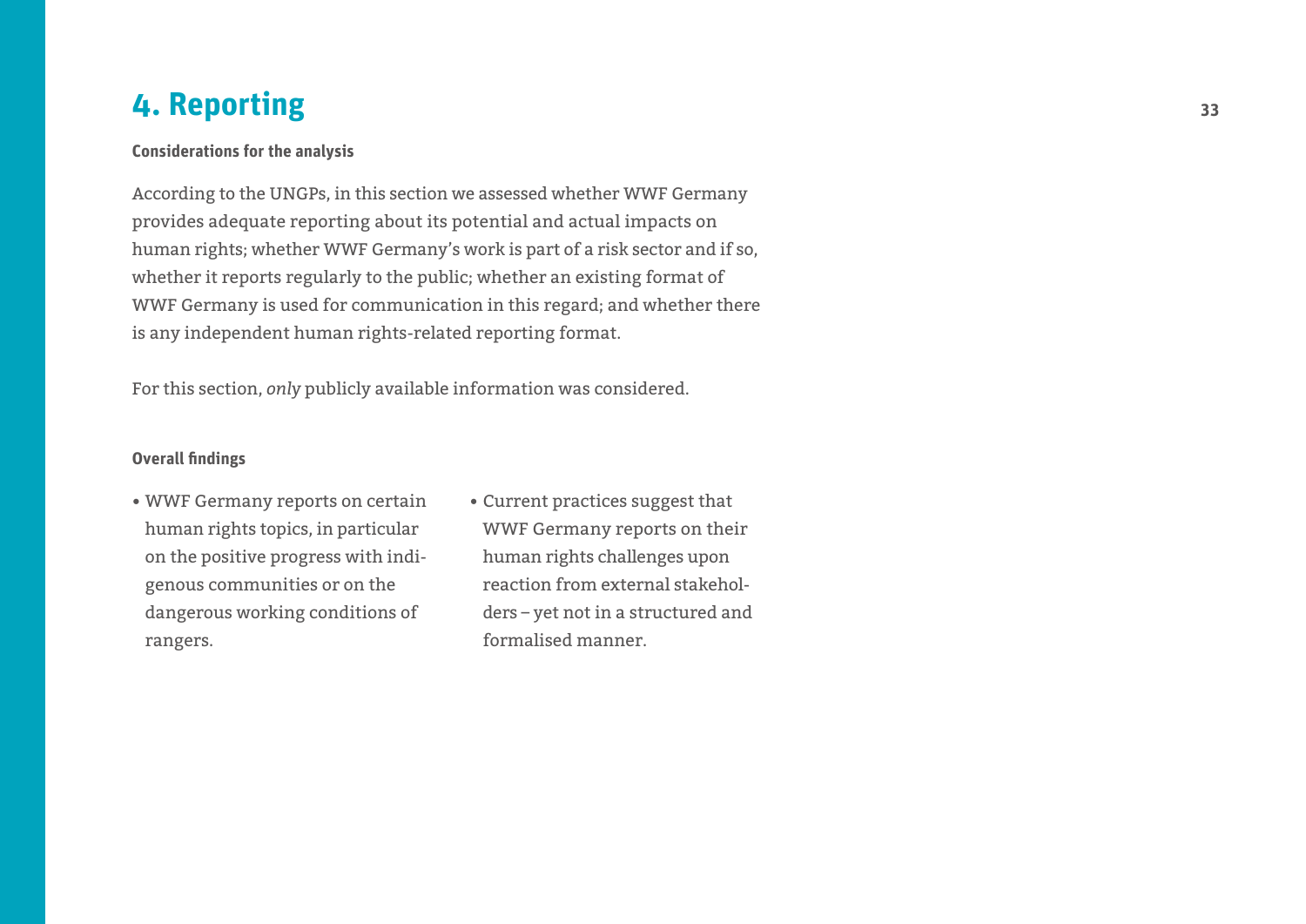# 4. Reporting

**Considerations for the analysis**

According to the UNGPs, in this section we assessed whether WWF Germany provides adequate reporting about its potential and actual impacts on human rights; whether WWF Germany's work is part of a risk sector and if so, whether it reports regularly to the public; whether an existing format of WWF Germany is used for communication in this regard; and whether there is any independent human rights-related reporting format.

For this section, *only* publicly available information was considered.

**Overall findings**

- WWF Germany reports on certain human rights topics, in particular on the positive progress with indigenous communities or on the dangerous working conditions of rangers.
- Current practices suggest that WWF Germany reports on their human rights challenges upon reaction from external stakeholders – yet not in a structured and formalised manner.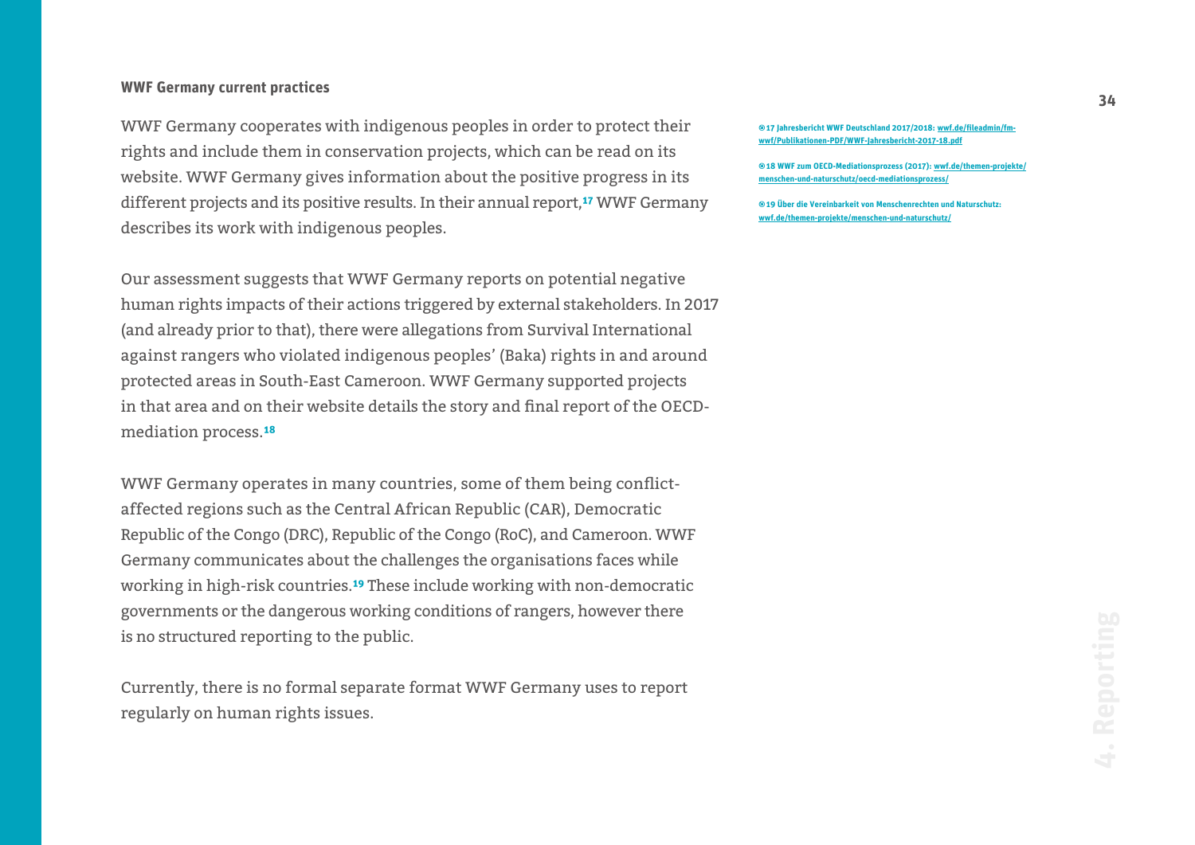### WWF Germany current practices

WWF Germany cooperates with indigenous peoples in order to protect their rights and include them in conservation projects, which can be read on its website. WWF Germany gives information about the positive progress in its different projects and its positive results. In their annual report,[17] WWF Germany describes its work with indigenous peoples.

Our assessment suggests that WWF Germany reports on potential negative human rights impacts of their actions triggered by external stakeholders. In 2017 (and already prior to that), there were allegations from Survival International against rangers who violated indigenous peoples' (Baka) rights in and around protected areas in South-East Cameroon. WWF Germany supported projects in that area and on their website details the story and final report of the OECD-mediation process.[18]

WWF Germany operates in many countries, some of them being conflict-affected regions such as the Central African Republic (CAR), Democratic Republic of the Congo (DRC), Republic of the Congo (RoC), and Cameroon. WWF Germany communicates about the challenges the organisations faces while working in high-risk countries.[19] These include working with non-democratic governments or the dangerous working conditions of rangers, however there is no structured reporting to the public.

Currently, there is no formal separate format WWF Germany uses to report regularly on human rights issues.

[17] Jahresbericht WWF Deutschland 2017/2018: wwf.de/fileadmin/fm-wwf/Publikationen-PDF/WWF-Jahresbericht-2017-18.pdf

[18] WWF zum OECD-Mediationsprozess (2017): wwf.de/themen-projekte/menschen-und-naturschutz/oecd-mediationsprozess/

[19] Über die Vereinbarkeit von Menschenrechten und Naturschutz: wwf.de/themen-projekte/menschen-und-naturschutz/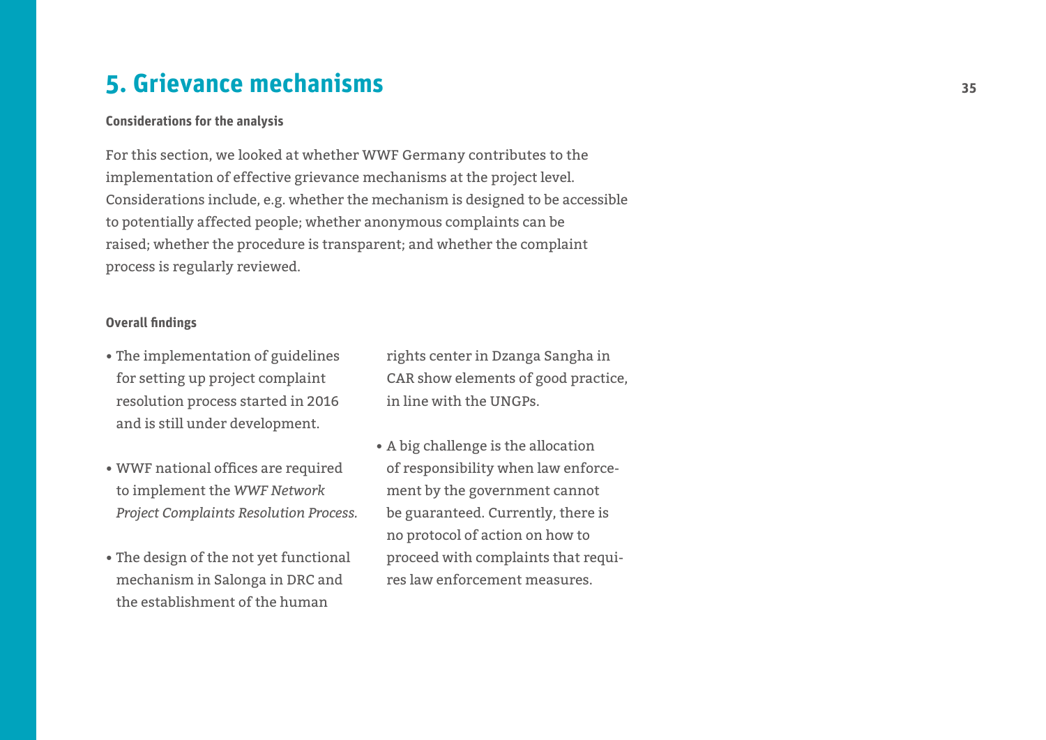# 5. Grievance mechanisms

**Considerations for the analysis**

For this section, we looked at whether WWF Germany contributes to the implementation of effective grievance mechanisms at the project level. Considerations include, e.g. whether the mechanism is designed to be accessible to potentially affected people; whether anonymous complaints can be raised; whether the procedure is transparent; and whether the complaint process is regularly reviewed.

**Overall findings**

- The implementation of guidelines for setting up project complaint resolution process started in 2016 and is still under development.
- WWF national offices are required to implement the *WWF Network Project Complaints Resolution Process.*
- The design of the not yet functional mechanism in Salonga in DRC and the establishment of the human rights center in Dzanga Sangha in CAR show elements of good practice, in line with the UNGPs.
- A big challenge is the allocation of responsibility when law enforcement by the government cannot be guaranteed. Currently, there is no protocol of action on how to proceed with complaints that requires law enforcement measures.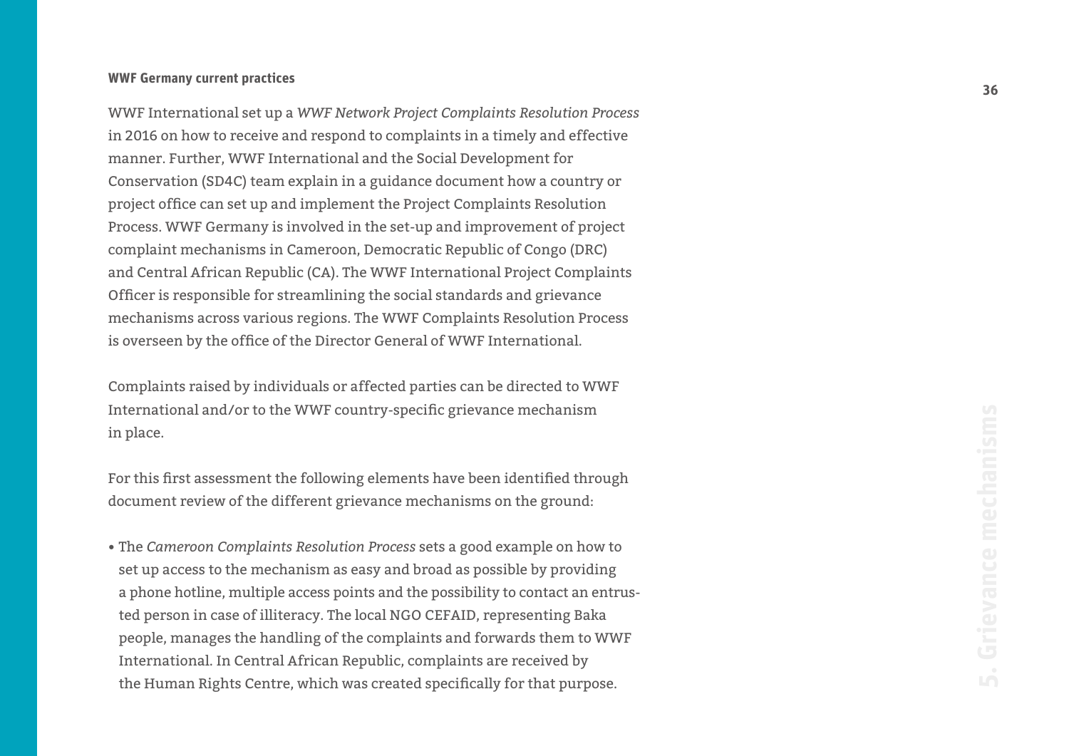**WWF Germany current practices**

WWF International set up a *WWF Network Project Complaints Resolution Process* in 2016 on how to receive and respond to complaints in a timely and effective manner. Further, WWF International and the Social Development for Conservation (SD4C) team explain in a guidance document how a country or project office can set up and implement the Project Complaints Resolution Process. WWF Germany is involved in the set-up and improvement of project complaint mechanisms in Cameroon, Democratic Republic of Congo (DRC) and Central African Republic (CA). The WWF International Project Complaints Officer is responsible for streamlining the social standards and grievance mechanisms across various regions. The WWF Complaints Resolution Process is overseen by the office of the Director General of WWF International.

Complaints raised by individuals or affected parties can be directed to WWF International and/or to the WWF country-specific grievance mechanism in place.

For this first assessment the following elements have been identified through document review of the different grievance mechanisms on the ground:

- The *Cameroon Complaints Resolution Process* sets a good example on how to set up access to the mechanism as easy and broad as possible by providing a phone hotline, multiple access points and the possibility to contact an entrusted person in case of illiteracy. The local NGO CEFAID, representing Baka people, manages the handling of the complaints and forwards them to WWF International. In Central African Republic, complaints are received by the Human Rights Centre, which was created specifically for that purpose.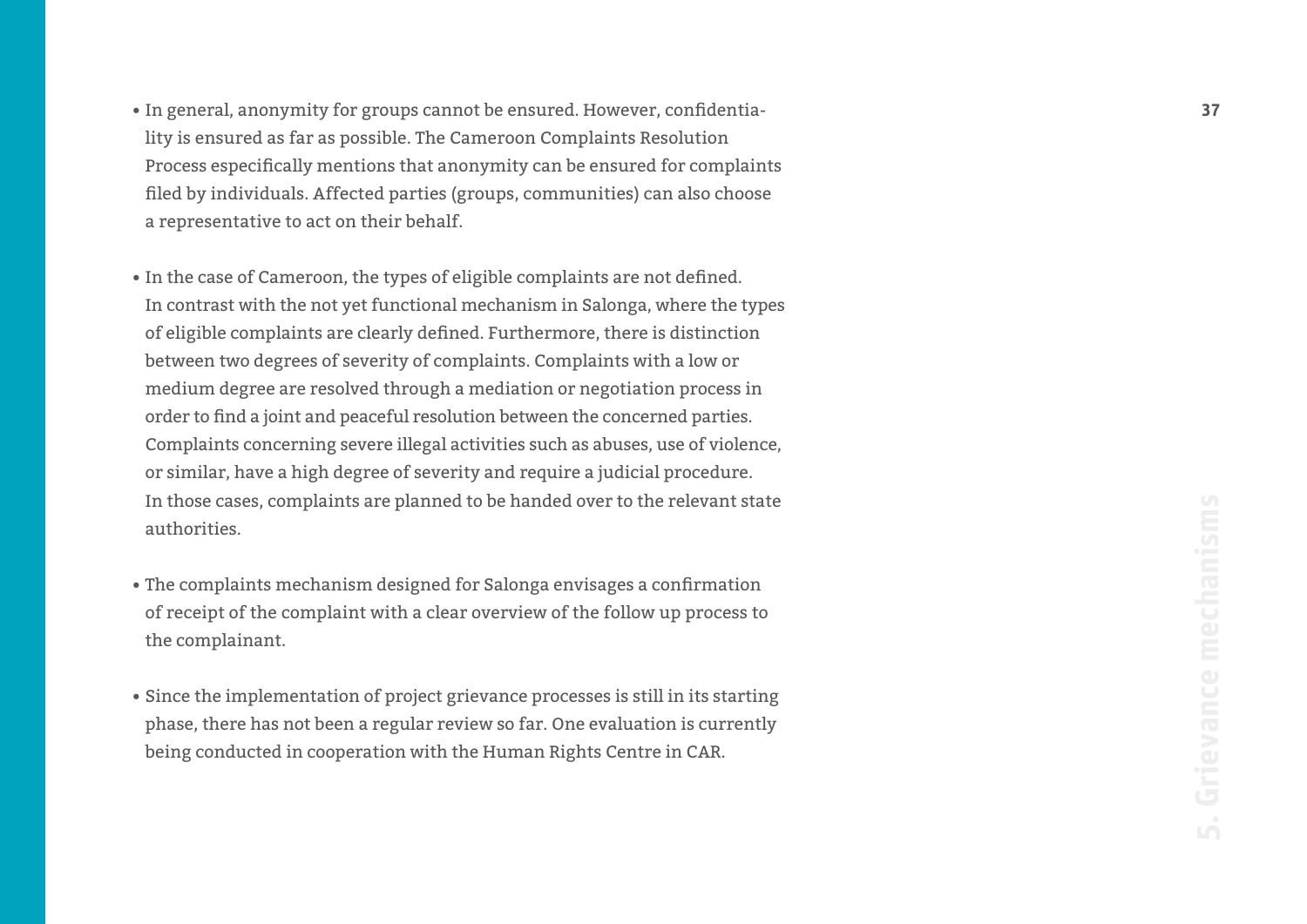- In general, anonymity for groups cannot be ensured. However, confidentiality is ensured as far as possible. The Cameroon Complaints Resolution Process especifically mentions that anonymity can be ensured for complaints filed by individuals. Affected parties (groups, communities) can also choose a representative to act on their behalf.

- In the case of Cameroon, the types of eligible complaints are not defined. In contrast with the not yet functional mechanism in Salonga, where the types of eligible complaints are clearly defined. Furthermore, there is distinction between two degrees of severity of complaints. Complaints with a low or medium degree are resolved through a mediation or negotiation process in order to find a joint and peaceful resolution between the concerned parties. Complaints concerning severe illegal activities such as abuses, use of violence, or similar, have a high degree of severity and require a judicial procedure. In those cases, complaints are planned to be handed over to the relevant state authorities.

- The complaints mechanism designed for Salonga envisages a confirmation of receipt of the complaint with a clear overview of the follow up process to the complainant.

- Since the implementation of project grievance processes is still in its starting phase, there has not been a regular review so far. One evaluation is currently being conducted in cooperation with the Human Rights Centre in CAR.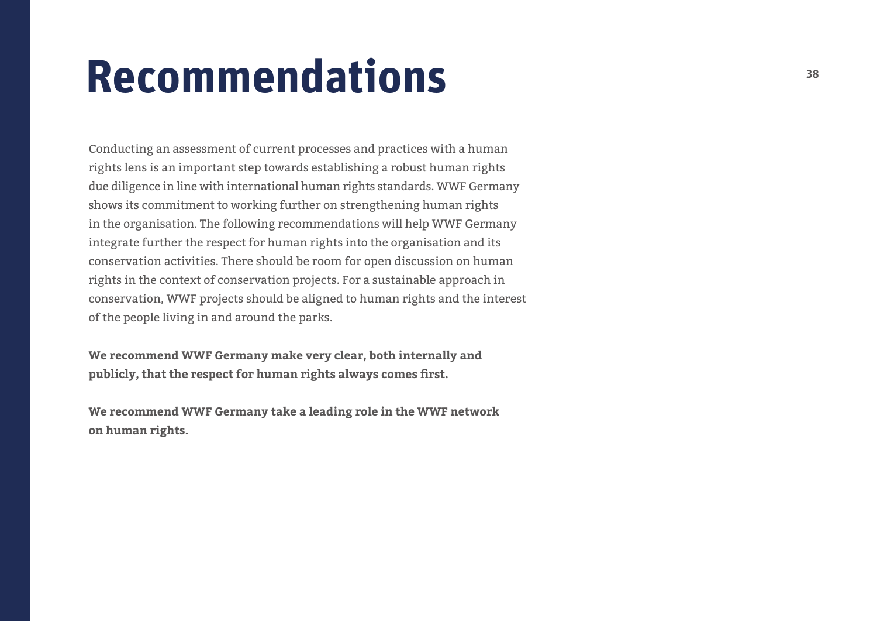# Recommendations

Conducting an assessment of current processes and practices with a human rights lens is an important step towards establishing a robust human rights due diligence in line with international human rights standards. WWF Germany shows its commitment to working further on strengthening human rights in the organisation. The following recommendations will help WWF Germany integrate further the respect for human rights into the organisation and its conservation activities. There should be room for open discussion on human rights in the context of conservation projects. For a sustainable approach in conservation, WWF projects should be aligned to human rights and the interest of the people living in and around the parks.

**We recommend WWF Germany make very clear, both internally and publicly, that the respect for human rights always comes first.**

**We recommend WWF Germany take a leading role in the WWF network on human rights.**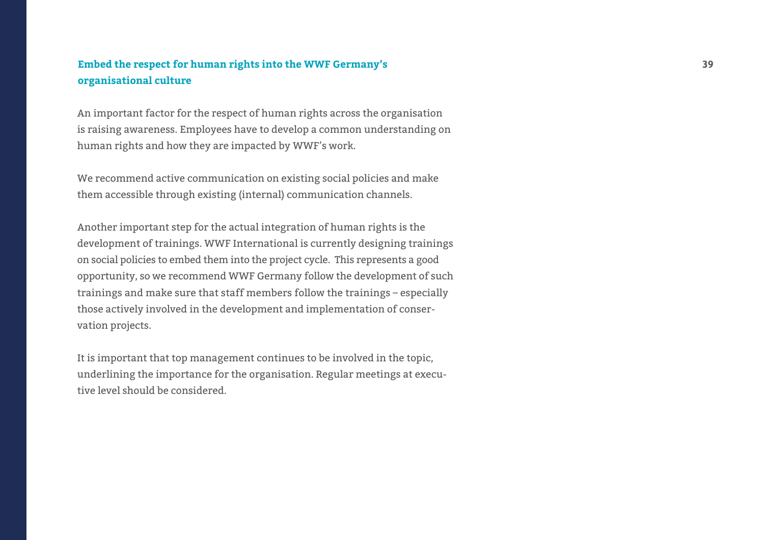### Embed the respect for human rights into the WWF Germany's organisational culture

An important factor for the respect of human rights across the organisation is raising awareness. Employees have to develop a common understanding on human rights and how they are impacted by WWF's work.

We recommend active communication on existing social policies and make them accessible through existing (internal) communication channels.

Another important step for the actual integration of human rights is the development of trainings. WWF International is currently designing trainings on social policies to embed them into the project cycle. This represents a good opportunity, so we recommend WWF Germany follow the development of such trainings and make sure that staff members follow the trainings – especially those actively involved in the development and implementation of conservation projects.

It is important that top management continues to be involved in the topic, underlining the importance for the organisation. Regular meetings at executive level should be considered.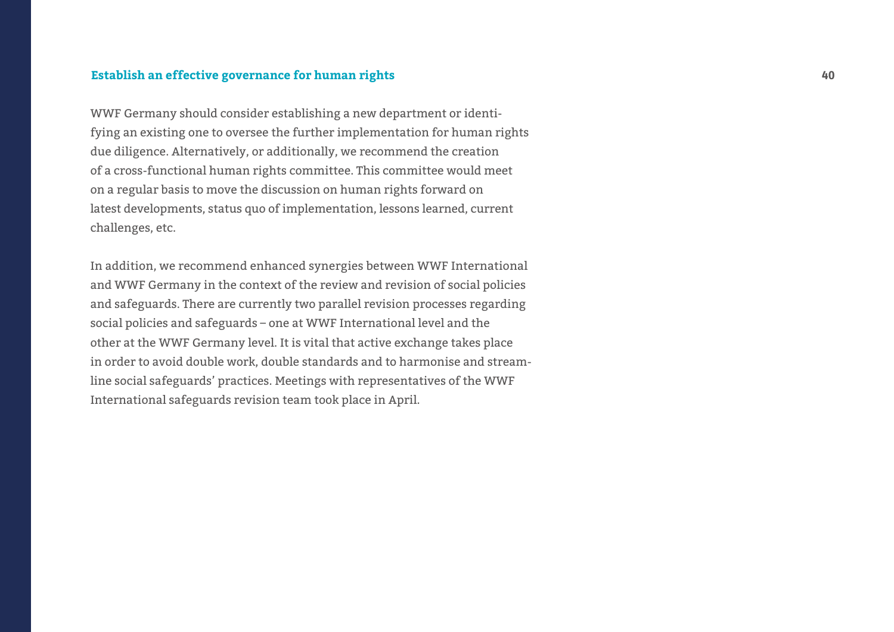### Establish an effective governance for human rights

WWF Germany should consider establishing a new department or identifying an existing one to oversee the further implementation for human rights due diligence. Alternatively, or additionally, we recommend the creation of a cross-functional human rights committee. This committee would meet on a regular basis to move the discussion on human rights forward on latest developments, status quo of implementation, lessons learned, current challenges, etc.

In addition, we recommend enhanced synergies between WWF International and WWF Germany in the context of the review and revision of social policies and safeguards. There are currently two parallel revision processes regarding social policies and safeguards – one at WWF International level and the other at the WWF Germany level. It is vital that active exchange takes place in order to avoid double work, double standards and to harmonise and streamline social safeguards' practices. Meetings with representatives of the WWF International safeguards revision team took place in April.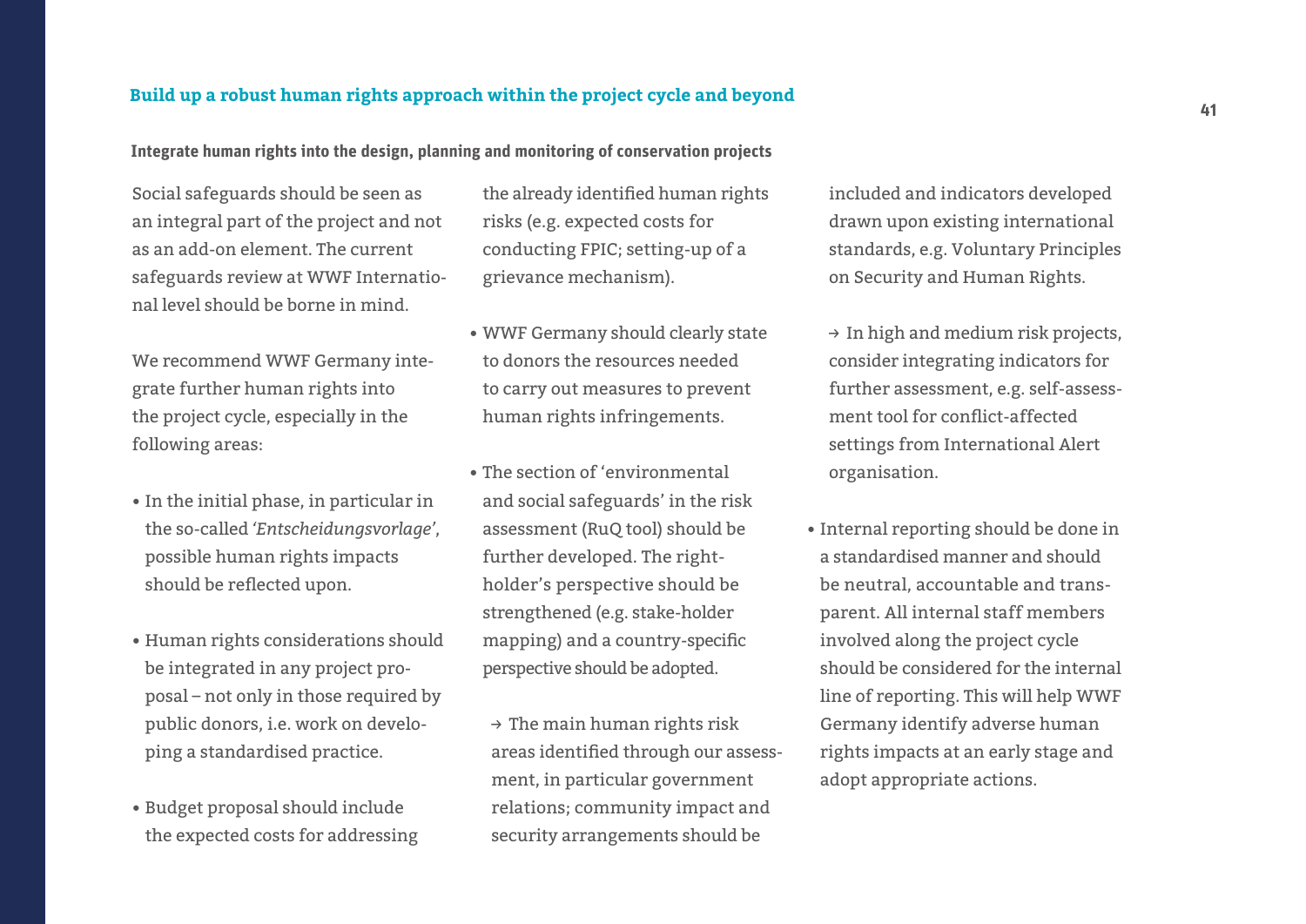## Build up a robust human rights approach within the project cycle and beyond

### Integrate human rights into the design, planning and monitoring of conservation projects

Social safeguards should be seen as an integral part of the project and not as an add-on element. The current safeguards review at WWF International level should be borne in mind.

We recommend WWF Germany integrate further human rights into the project cycle, especially in the following areas:

- In the initial phase, in particular in the so-called *'Entscheidungsvorlage'*, possible human rights impacts should be reflected upon.
- Human rights considerations should be integrated in any project proposal – not only in those required by public donors, i.e. work on developing a standardised practice.
- Budget proposal should include the expected costs for addressing the already identified human rights risks (e.g. expected costs for conducting FPIC; setting-up of a grievance mechanism).
- WWF Germany should clearly state to donors the resources needed to carry out measures to prevent human rights infringements.
- The section of 'environmental and social safeguards' in the risk assessment (RuQ tool) should be further developed. The right-holder's perspective should be strengthened (e.g. stake-holder mapping) and a country-specific perspective should be adopted.

  → The main human rights risk areas identified through our assessment, in particular government relations; community impact and security arrangements should be included and indicators developed drawn upon existing international standards, e.g. Voluntary Principles on Security and Human Rights.

  → In high and medium risk projects, consider integrating indicators for further assessment, e.g. self-assessment tool for conflict-affected settings from International Alert organisation.

- Internal reporting should be done in a standardised manner and should be neutral, accountable and transparent. All internal staff members involved along the project cycle should be considered for the internal line of reporting. This will help WWF Germany identify adverse human rights impacts at an early stage and adopt appropriate actions.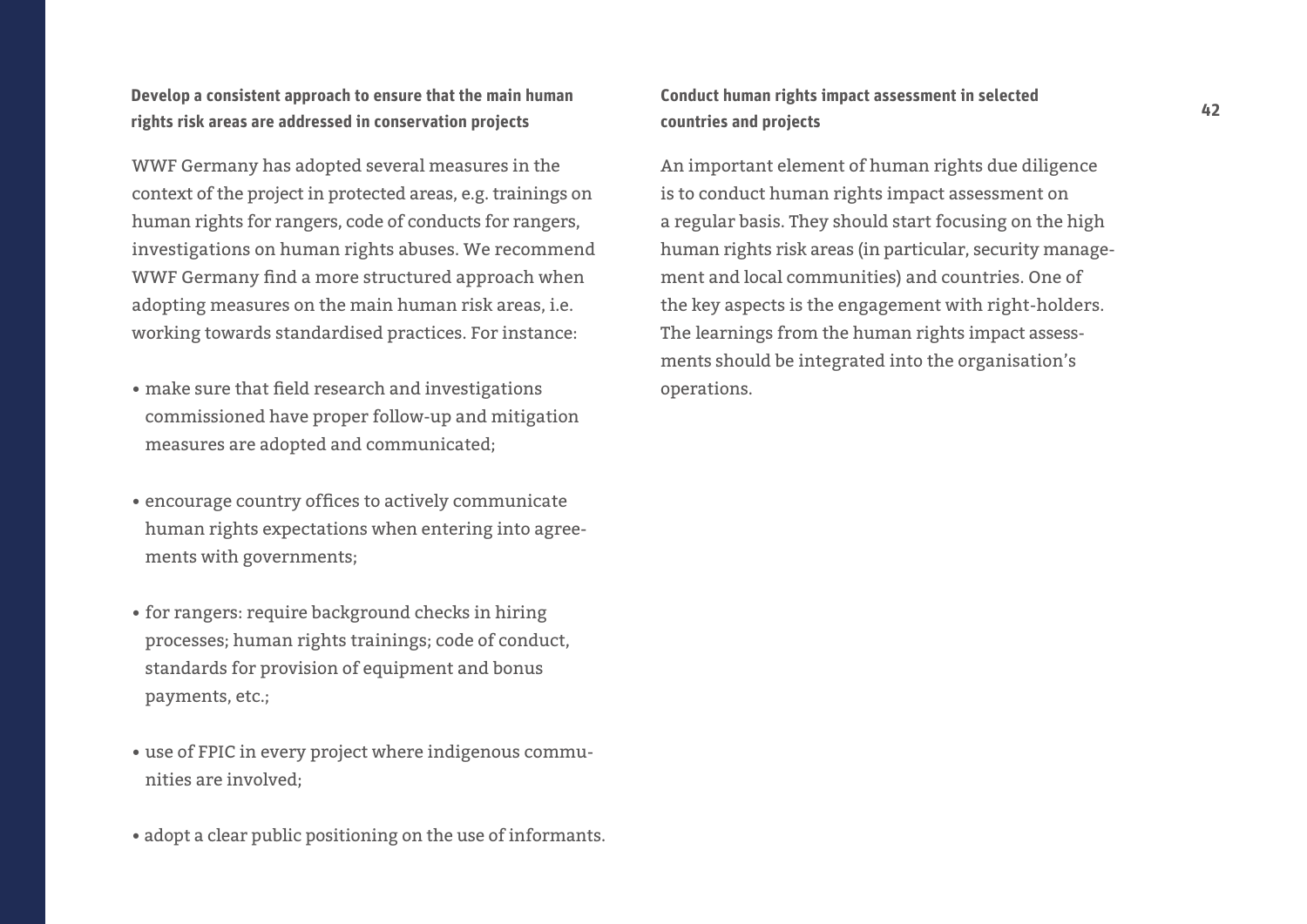### Develop a consistent approach to ensure that the main human rights risk areas are addressed in conservation projects

WWF Germany has adopted several measures in the context of the project in protected areas, e.g. trainings on human rights for rangers, code of conducts for rangers, investigations on human rights abuses. We recommend WWF Germany find a more structured approach when adopting measures on the main human risk areas, i.e. working towards standardised practices. For instance:

- make sure that field research and investigations commissioned have proper follow-up and mitigation measures are adopted and communicated;
- encourage country offices to actively communicate human rights expectations when entering into agreements with governments;
- for rangers: require background checks in hiring processes; human rights trainings; code of conduct, standards for provision of equipment and bonus payments, etc.;
- use of FPIC in every project where indigenous communities are involved;
- adopt a clear public positioning on the use of informants.

### Conduct human rights impact assessment in selected countries and projects

An important element of human rights due diligence is to conduct human rights impact assessment on a regular basis. They should start focusing on the high human rights risk areas (in particular, security management and local communities) and countries. One of the key aspects is the engagement with right-holders. The learnings from the human rights impact assessments should be integrated into the organisation's operations.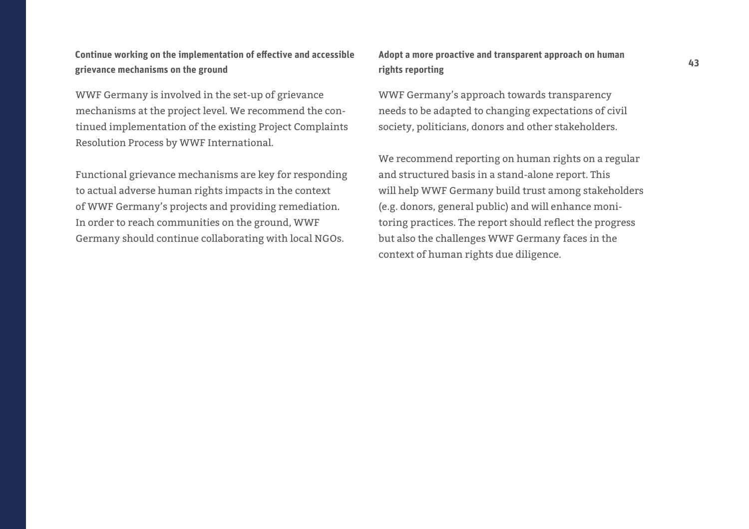### Continue working on the implementation of effective and accessible grievance mechanisms on the ground

WWF Germany is involved in the set-up of grievance mechanisms at the project level. We recommend the continued implementation of the existing Project Complaints Resolution Process by WWF International.

Functional grievance mechanisms are key for responding to actual adverse human rights impacts in the context of WWF Germany's projects and providing remediation. In order to reach communities on the ground, WWF Germany should continue collaborating with local NGOs.

### Adopt a more proactive and transparent approach on human rights reporting

WWF Germany's approach towards transparency needs to be adapted to changing expectations of civil society, politicians, donors and other stakeholders.

We recommend reporting on human rights on a regular and structured basis in a stand-alone report. This will help WWF Germany build trust among stakeholders (e.g. donors, general public) and will enhance monitoring practices. The report should reflect the progress but also the challenges WWF Germany faces in the context of human rights due diligence.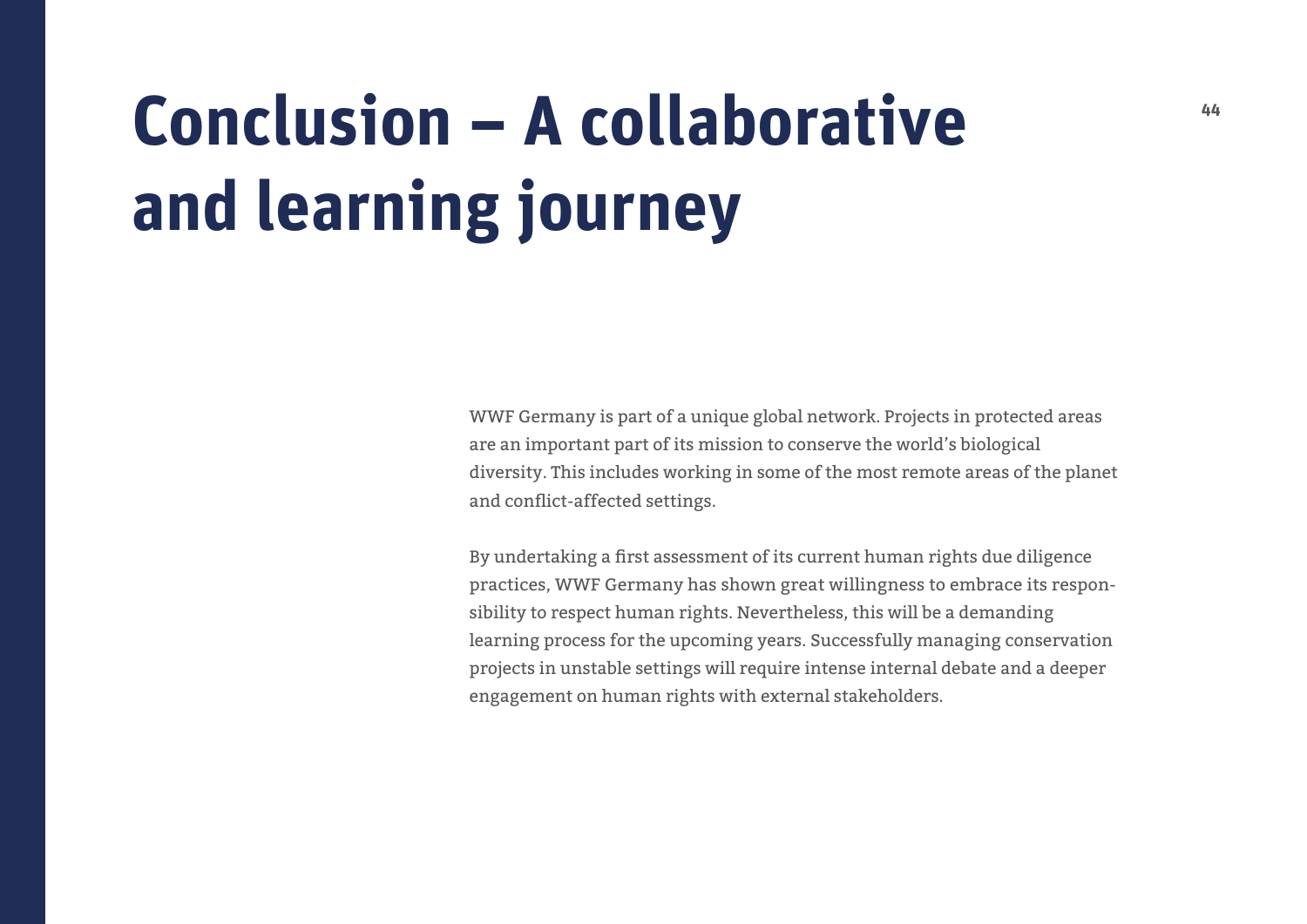# Conclusion – A collaborative and learning journey

WWF Germany is part of a unique global network. Projects in protected areas are an important part of its mission to conserve the world's biological diversity. This includes working in some of the most remote areas of the planet and conflict-affected settings.

By undertaking a first assessment of its current human rights due diligence practices, WWF Germany has shown great willingness to embrace its responsibility to respect human rights. Nevertheless, this will be a demanding learning process for the upcoming years. Successfully managing conservation projects in unstable settings will require intense internal debate and a deeper engagement on human rights with external stakeholders.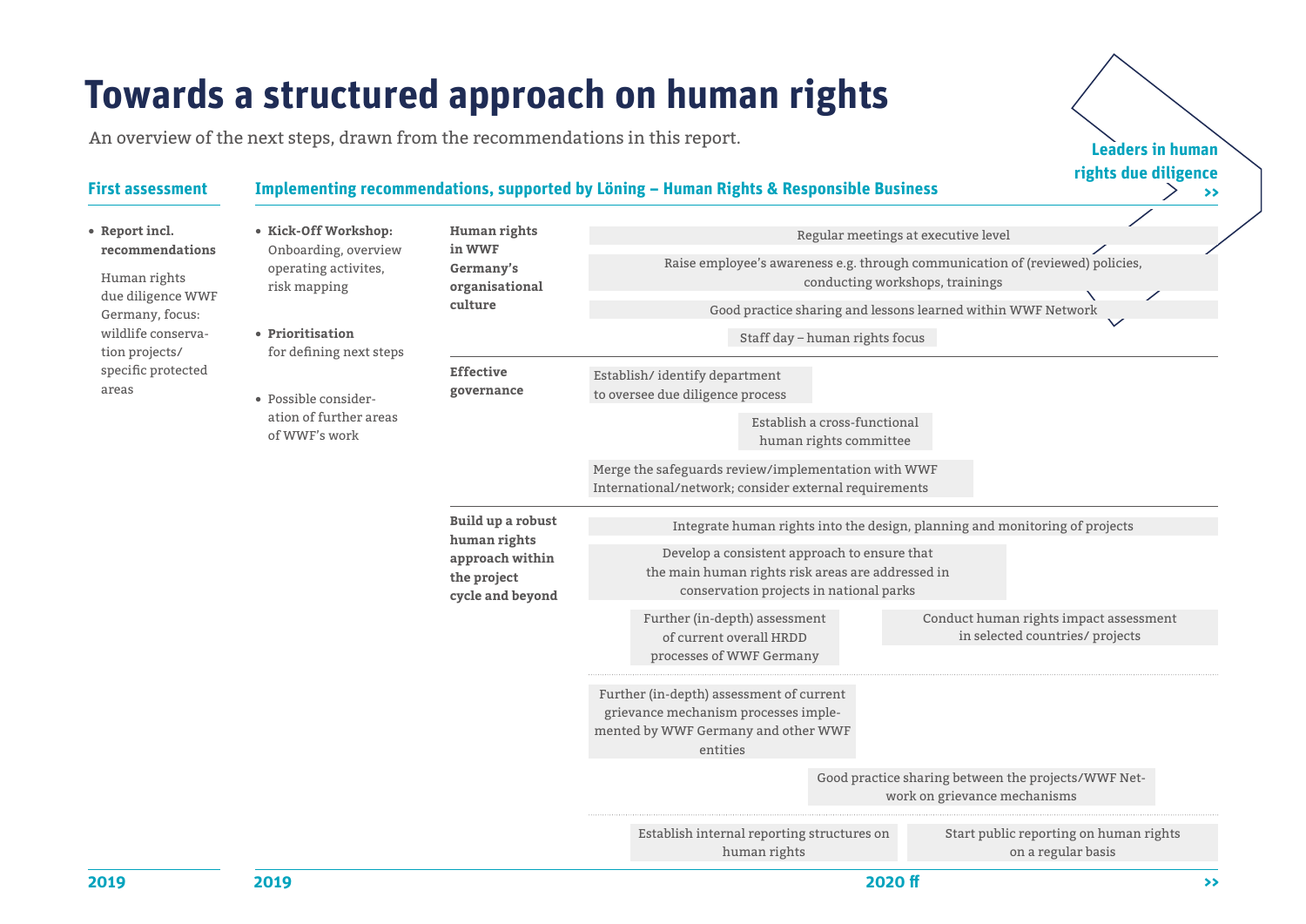# Towards a structured approach on human rights

An overview of the next steps, drawn from the recommendations in this report.

**Leaders in human rights due diligence >>**

### First assessment

- **Report incl. recommendations**

  Human rights due diligence WWF Germany, focus: wildlife conservation projects/ specific protected areas

**2019**

### Implementing recommendations, supported by Löning – Human Rights & Responsible Business

- **Kick-Off Workshop:** Onboarding, overview operating activites, risk mapping
- **Prioritisation** for defining next steps
- Possible consideration of further areas of WWF's work

**Human rights in WWF Germany's organisational culture**

- Regular meetings at executive level
- Raise employee's awareness e.g. through communication of (reviewed) policies, conducting workshops, trainings
- Good practice sharing and lessons learned within WWF Network
- Staff day – human rights focus

**Effective governance**

- Establish/ identify department to oversee due diligence process
- Establish a cross-functional human rights committee
- Merge the safeguards review/implementation with WWF International/network; consider external requirements

**Build up a robust human rights approach within the project cycle and beyond**

- Integrate human rights into the design, planning and monitoring of projects
- Develop a consistent approach to ensure that the main human rights risk areas are addressed in conservation projects in national parks
- Further (in-depth) assessment of current overall HRDD processes of WWF Germany
- Conduct human rights impact assessment in selected countries/ projects

---

- Further (in-depth) assessment of current grievance mechanism processes implemented by WWF Germany and other WWF entities
- Good practice sharing between the projects/WWF Network on grievance mechanisms

---

- Establish internal reporting structures on human rights
- Start public reporting on human rights on a regular basis

**2019** — **2020 ff** >>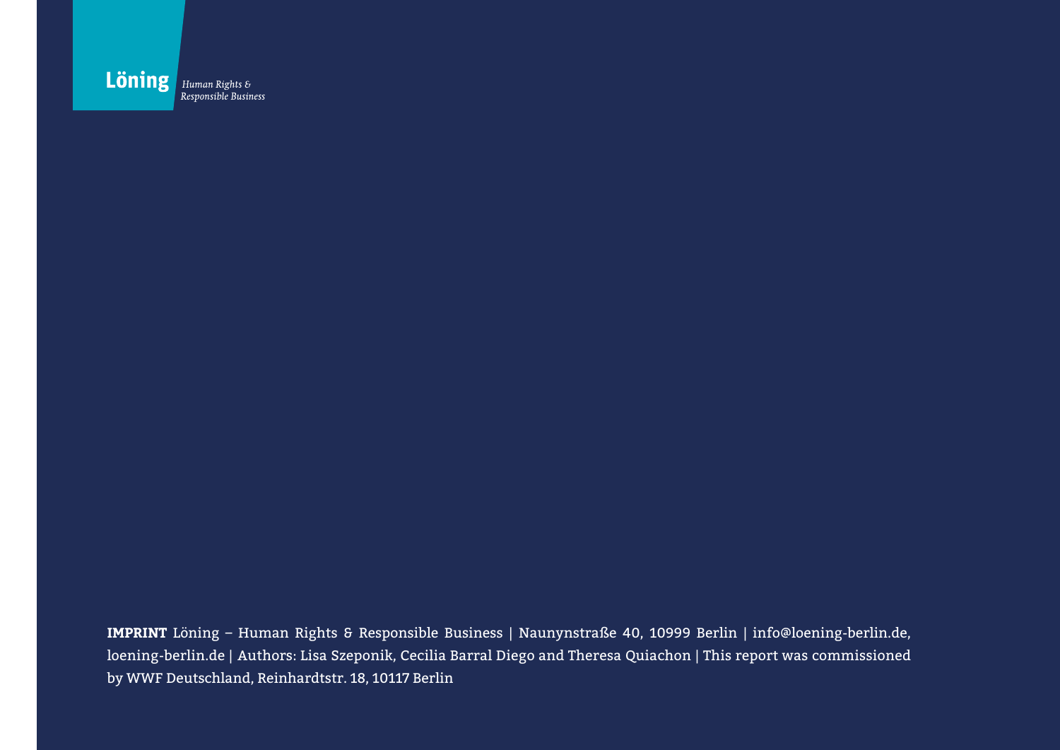Löning *Human Rights & Responsible Business*

**IMPRINT** Löning – Human Rights & Responsible Business | Naunynstraße 40, 10999 Berlin | info@loening-berlin.de, loening-berlin.de | Authors: Lisa Szeponik, Cecilia Barral Diego and Theresa Quiachon | This report was commissioned by WWF Deutschland, Reinhardtstr. 18, 10117 Berlin